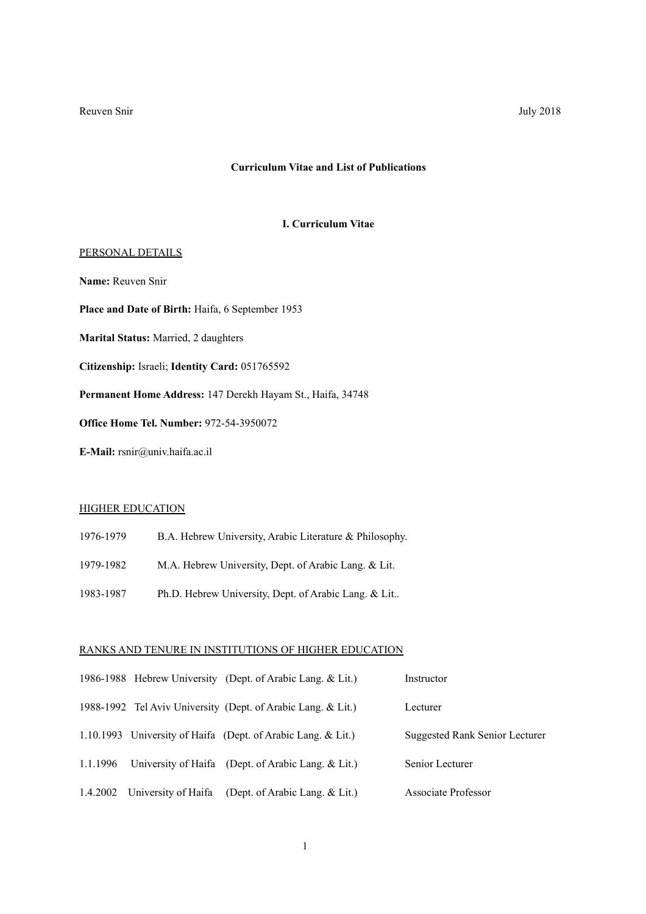Reuven Snir July 2018

**Curriculum Vitae and List of Publications**

## I. Curriculum Vitae

PERSONAL DETAILS

**Name:** Reuven Snir

**Place and Date of Birth:** Haifa, 6 September 1953

**Marital Status:** Married, 2 daughters

**Citizenship:** Israeli; **Identity Card:** 051765592

**Permanent Home Address:** 147 Derekh Hayam St., Haifa, 34748

**Office Home Tel. Number:** 972-54-3950072

**E-Mail:** rsnir@univ.haifa.ac.il

HIGHER EDUCATION

| | |
|---|---|
| 1976-1979 | B.A. Hebrew University, Arabic Literature & Philosophy. |
| 1979-1982 | M.A. Hebrew University, Dept. of Arabic Lang. & Lit. |
| 1983-1987 | Ph.D. Hebrew University, Dept. of Arabic Lang. & Lit.. |

RANKS AND TENURE IN INSTITUTIONS OF HIGHER EDUCATION

| | | | |
|---|---|---|---|
| 1986-1988 | Hebrew University | (Dept. of Arabic Lang. & Lit.) | Instructor |
| 1988-1992 | Tel Aviv University | (Dept. of Arabic Lang. & Lit.) | Lecturer |
| 1.10.1993 | University of Haifa | (Dept. of Arabic Lang. & Lit.) | Suggested Rank Senior Lecturer |
| 1.1.1996 | University of Haifa | (Dept. of Arabic Lang. & Lit.) | Senior Lecturer |
| 1.4.2002 | University of Haifa | (Dept. of Arabic Lang. & Lit.) | Associate Professor |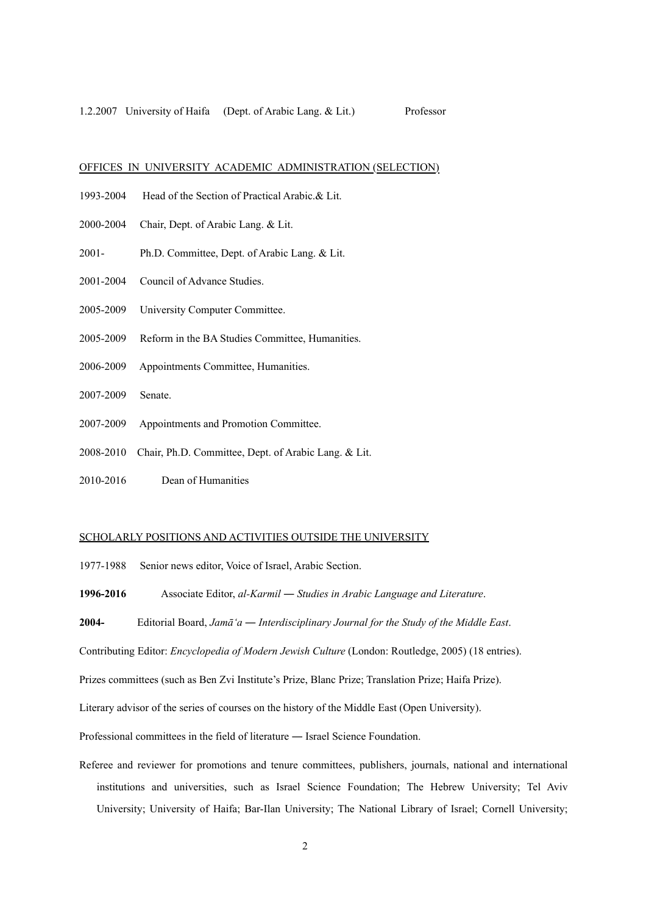1.2.2007 University of Haifa (Dept. of Arabic Lang. & Lit.) Professor

OFFICES IN UNIVERSITY ACADEMIC ADMINISTRATION (SELECTION)

1993-2004 Head of the Section of Practical Arabic.& Lit.

2000-2004 Chair, Dept. of Arabic Lang. & Lit.

2001- Ph.D. Committee, Dept. of Arabic Lang. & Lit.

2001-2004 Council of Advance Studies.

2005-2009 University Computer Committee.

2005-2009 Reform in the BA Studies Committee, Humanities.

2006-2009 Appointments Committee, Humanities.

2007-2009 Senate.

2007-2009 Appointments and Promotion Committee.

2008-2010 Chair, Ph.D. Committee, Dept. of Arabic Lang. & Lit.

2010-2016 Dean of Humanities

SCHOLARLY POSITIONS AND ACTIVITIES OUTSIDE THE UNIVERSITY

1977-1988 Senior news editor, Voice of Israel, Arabic Section.

**1996-2016** Associate Editor, *al-Karmil — Studies in Arabic Language and Literature*.

**2004-** Editorial Board, *Jamāʿa — Interdisciplinary Journal for the Study of the Middle East*.

Contributing Editor: *Encyclopedia of Modern Jewish Culture* (London: Routledge, 2005) (18 entries).

Prizes committees (such as Ben Zvi Institute's Prize, Blanc Prize; Translation Prize; Haifa Prize).

Literary advisor of the series of courses on the history of the Middle East (Open University).

Professional committees in the field of literature — Israel Science Foundation.

Referee and reviewer for promotions and tenure committees, publishers, journals, national and international institutions and universities, such as Israel Science Foundation; The Hebrew University; Tel Aviv University; University of Haifa; Bar-Ilan University; The National Library of Israel; Cornell University;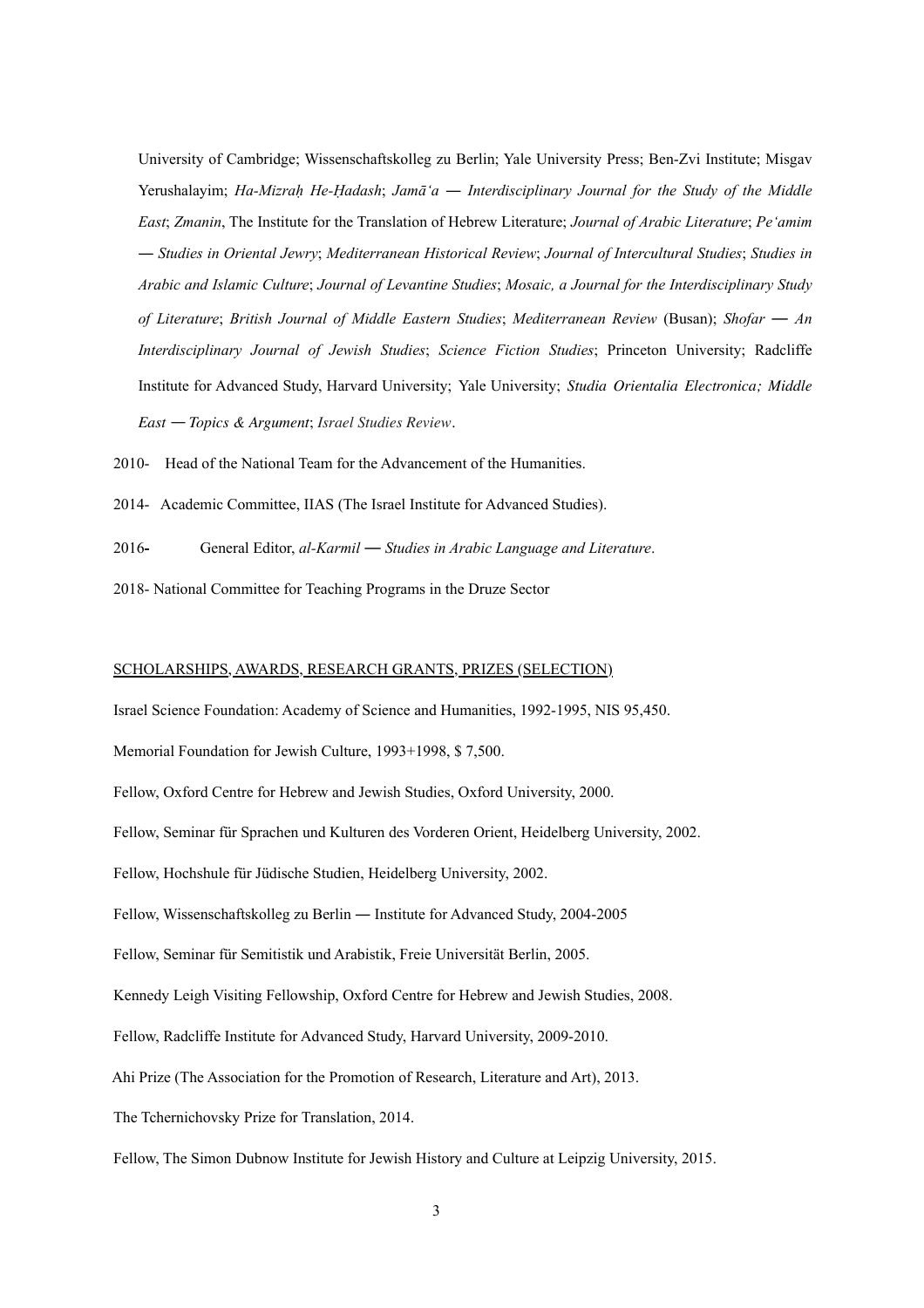University of Cambridge; Wissenschaftskolleg zu Berlin; Yale University Press; Ben-Zvi Institute; Misgav Yerushalayim; *Ha-Mizraḥ He-Ḥadash*; *Jamāʿa — Interdisciplinary Journal for the Study of the Middle East*; *Zmanin*, The Institute for the Translation of Hebrew Literature; *Journal of Arabic Literature*; *Peʿamim — Studies in Oriental Jewry*; *Mediterranean Historical Review*; *Journal of Intercultural Studies*; *Studies in Arabic and Islamic Culture*; *Journal of Levantine Studies*; *Mosaic, a Journal for the Interdisciplinary Study of Literature*; *British Journal of Middle Eastern Studies*; *Mediterranean Review* (Busan); *Shofar — An Interdisciplinary Journal of Jewish Studies*; *Science Fiction Studies*; Princeton University; Radcliffe Institute for Advanced Study, Harvard University; Yale University; *Studia Orientalia Electronica; Middle East — Topics & Argument*; *Israel Studies Review*.

2010- Head of the National Team for the Advancement of the Humanities.

2014- Academic Committee, IIAS (The Israel Institute for Advanced Studies).

2016- General Editor, *al-Karmil — Studies in Arabic Language and Literature*.

2018- National Committee for Teaching Programs in the Druze Sector

<u>SCHOLARSHIPS, AWARDS, RESEARCH GRANTS, PRIZES (SELECTION)</u>

Israel Science Foundation: Academy of Science and Humanities, 1992-1995, NIS 95,450.

Memorial Foundation for Jewish Culture, 1993+1998, $ 7,500.

Fellow, Oxford Centre for Hebrew and Jewish Studies, Oxford University, 2000.

Fellow, Seminar für Sprachen und Kulturen des Vorderen Orient, Heidelberg University, 2002.

Fellow, Hochshule für Jüdische Studien, Heidelberg University, 2002.

Fellow, Wissenschaftskolleg zu Berlin — Institute for Advanced Study, 2004-2005

Fellow, Seminar für Semitistik und Arabistik, Freie Universität Berlin, 2005.

Kennedy Leigh Visiting Fellowship, Oxford Centre for Hebrew and Jewish Studies, 2008.

Fellow, Radcliffe Institute for Advanced Study, Harvard University, 2009-2010.

Ahi Prize (The Association for the Promotion of Research, Literature and Art), 2013.

The Tchernichovsky Prize for Translation, 2014.

Fellow, The Simon Dubnow Institute for Jewish History and Culture at Leipzig University, 2015.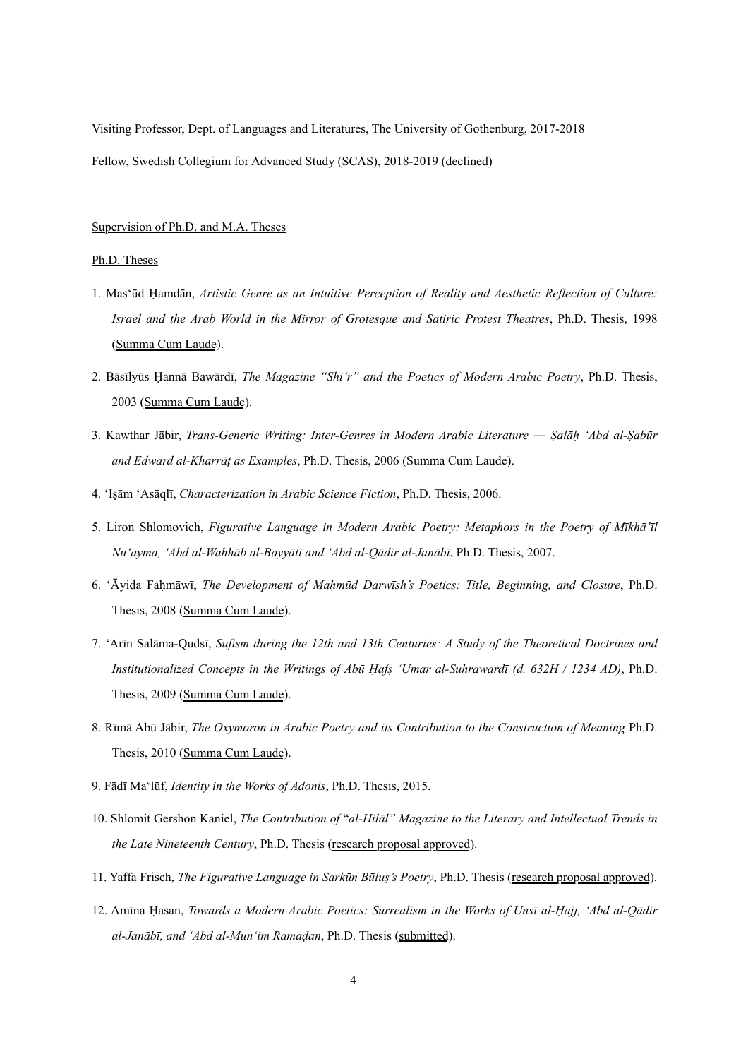Visiting Professor, Dept. of Languages and Literatures, The University of Gothenburg, 2017-2018

Fellow, Swedish Collegium for Advanced Study (SCAS), 2018-2019 (declined)

<u>Supervision of Ph.D. and M.A. Theses</u>

<u>Ph.D. Theses</u>

1. Mas'ūd Ḥamdān, *Artistic Genre as an Intuitive Perception of Reality and Aesthetic Reflection of Culture: Israel and the Arab World in the Mirror of Grotesque and Satiric Protest Theatres*, Ph.D. Thesis, 1998 (<u>Summa Cum Laude</u>).

2. Bāsīlyūs Ḥannā Bawārdī, *The Magazine "Shi'r" and the Poetics of Modern Arabic Poetry*, Ph.D. Thesis, 2003 (<u>Summa Cum Laude</u>).

3. Kawthar Jābir, *Trans-Generic Writing: Inter-Genres in Modern Arabic Literature — Ṣalāḥ 'Abd al-Ṣabūr and Edward al-Kharrāṭ as Examples*, Ph.D. Thesis, 2006 (<u>Summa Cum Laude</u>).

4. 'Iṣām 'Asāqlī, *Characterization in Arabic Science Fiction*, Ph.D. Thesis, 2006.

5. Liron Shlomovich, *Figurative Language in Modern Arabic Poetry: Metaphors in the Poetry of Mīkhā'īl Nu'ayma, 'Abd al-Wahhāb al-Bayyātī and 'Abd al-Qādir al-Janābī*, Ph.D. Thesis, 2007.

6. 'Āyida Faḥmāwī, *The Development of Maḥmūd Darwīsh's Poetics: Title, Beginning, and Closure*, Ph.D. Thesis, 2008 (<u>Summa Cum Laude</u>).

7. 'Arīn Salāma-Qudsī, *Sufism during the 12th and 13th Centuries: A Study of the Theoretical Doctrines and Institutionalized Concepts in the Writings of Abū Ḥafṣ 'Umar al-Suhrawardī (d. 632H / 1234 AD)*, Ph.D. Thesis, 2009 (<u>Summa Cum Laude</u>).

8. Rīmā Abū Jābir, *The Oxymoron in Arabic Poetry and its Contribution to the Construction of Meaning* Ph.D. Thesis, 2010 (<u>Summa Cum Laude</u>).

9. Fādī Ma'lūf, *Identity in the Works of Adonis*, Ph.D. Thesis, 2015.

10. Shlomit Gershon Kaniel, *The Contribution of "al-Hilāl" Magazine to the Literary and Intellectual Trends in the Late Nineteenth Century*, Ph.D. Thesis (<u>research proposal approved</u>).

11. Yaffa Frisch, *The Figurative Language in Sarkūn Būluṣ's Poetry*, Ph.D. Thesis (<u>research proposal approved</u>).

12. Amīna Ḥasan, *Towards a Modern Arabic Poetics: Surrealism in the Works of Unsī al-Ḥajj, 'Abd al-Qādir al-Janābī, and 'Abd al-Mun'im Ramaḍan*, Ph.D. Thesis (<u>submitted</u>).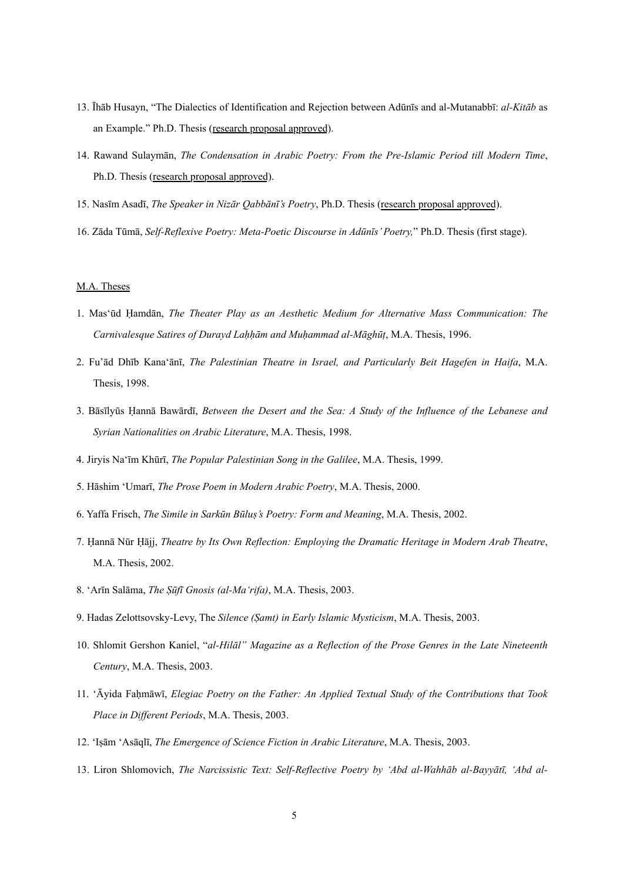13. Īhāb Husayn, "The Dialectics of Identification and Rejection between Adūnīs and al-Mutanabbī: *al-Kitāb* as an Example." Ph.D. Thesis (research proposal approved).

14. Rawand Sulaymān, *The Condensation in Arabic Poetry: From the Pre-Islamic Period till Modern Time*, Ph.D. Thesis (research proposal approved).

15. Nasīm Asadī, *The Speaker in Nizār Qabbānī's Poetry*, Ph.D. Thesis (research proposal approved).

16. Zāda Tūmā, *Self-Reflexive Poetry: Meta-Poetic Discourse in Adūnīs' Poetry,*" Ph.D. Thesis (first stage).

M.A. Theses

1. Mas'ūd Ḥamdān, *The Theater Play as an Aesthetic Medium for Alternative Mass Communication: The Carnivalesque Satires of Durayd Laḥḥām and Muḥammad al-Māghūṭ*, M.A. Thesis, 1996.

2. Fu'ād Dhīb Kana'ānī, *The Palestinian Theatre in Israel, and Particularly Beit Hagefen in Haifa*, M.A. Thesis, 1998.

3. Bāsīlyūs Ḥannā Bawārdī, *Between the Desert and the Sea: A Study of the Influence of the Lebanese and Syrian Nationalities on Arabic Literature*, M.A. Thesis, 1998.

4. Jiryis Na'īm Khūrī, *The Popular Palestinian Song in the Galilee*, M.A. Thesis, 1999.

5. Hāshim 'Umarī, *The Prose Poem in Modern Arabic Poetry*, M.A. Thesis, 2000.

6. Yaffa Frisch, *The Simile in Sarkūn Būluṣ's Poetry: Form and Meaning*, M.A. Thesis, 2002.

7. Ḥannā Nūr Ḥājj, *Theatre by Its Own Reflection: Employing the Dramatic Heritage in Modern Arab Theatre*, M.A. Thesis, 2002.

8. 'Arīn Salāma, *The Ṣūfī Gnosis (al-Ma'rifa)*, M.A. Thesis, 2003.

9. Hadas Zelottsovsky-Levy, The *Silence (Ṣamt) in Early Islamic Mysticism*, M.A. Thesis, 2003.

10. Shlomit Gershon Kaniel, "*al-Hilāl" Magazine as a Reflection of the Prose Genres in the Late Nineteenth Century*, M.A. Thesis, 2003.

11. 'Āyida Faḥmāwī, *Elegiac Poetry on the Father: An Applied Textual Study of the Contributions that Took Place in Different Periods*, M.A. Thesis, 2003.

12. 'Iṣām 'Asāqlī, *The Emergence of Science Fiction in Arabic Literature*, M.A. Thesis, 2003.

13. Liron Shlomovich, *The Narcissistic Text: Self-Reflective Poetry by 'Abd al-Wahhāb al-Bayyātī, 'Abd al-*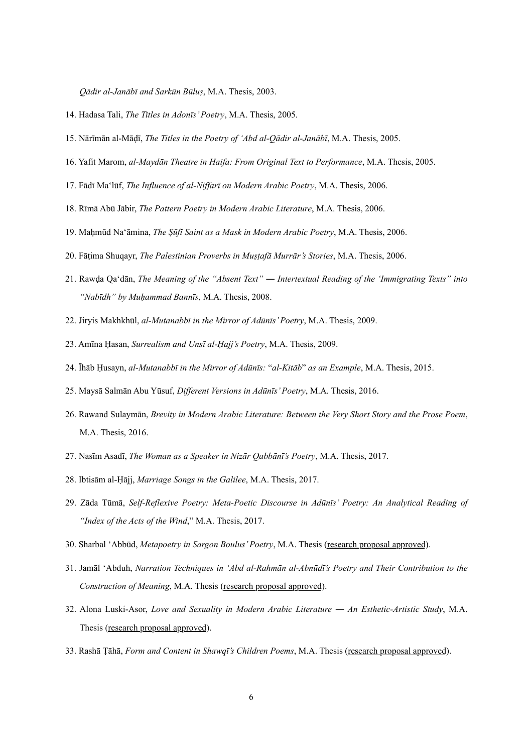*Qādir al-Janābī and Sarkūn Būluṣ*, M.A. Thesis, 2003.

14. Hadasa Tali, *The Titles in Adonīs' Poetry*, M.A. Thesis, 2005.
15. Nārīmān al-Māḍī, *The Titles in the Poetry of 'Abd al-Qādir al-Janābī*, M.A. Thesis, 2005.
16. Yafit Marom, *al-Maydān Theatre in Haifa: From Original Text to Performance*, M.A. Thesis, 2005.
17. Fādī Ma'lūf, *The Influence of al-Niffarī on Modern Arabic Poetry*, M.A. Thesis, 2006.
18. Rīmā Abū Jābir, *The Pattern Poetry in Modern Arabic Literature*, M.A. Thesis, 2006.
19. Maḥmūd Na'āmina, *The Ṣūfī Saint as a Mask in Modern Arabic Poetry*, M.A. Thesis, 2006.
20. Fāṭima Shuqayr, *The Palestinian Proverbs in Muṣṭafā Murrār's Stories*, M.A. Thesis, 2006.
21. Rawḍa Qa'dān, *The Meaning of the "Absent Text" ― Intertextual Reading of the 'Immigrating Texts" into "Nabīdh" by Muḥammad Bannīs*, M.A. Thesis, 2008.
22. Jiryis Makhkhūl, *al-Mutanabbī in the Mirror of Adūnīs' Poetry*, M.A. Thesis, 2009.
23. Amīna Ḥasan, *Surrealism and Unsī al-Ḥajj's Poetry*, M.A. Thesis, 2009.
24. Īhāb Ḥusayn, *al-Mutanabbī in the Mirror of Adūnīs:* "*al-Kitāb*" *as an Example*, M.A. Thesis, 2015.
25. Maysā Salmān Abu Yūsuf, *Different Versions in Adūnīs' Poetry*, M.A. Thesis, 2016.
26. Rawand Sulaymān, *Brevity in Modern Arabic Literature: Between the Very Short Story and the Prose Poem*, M.A. Thesis, 2016.
27. Nasīm Asadī, *The Woman as a Speaker in Nizār Qabbānī's Poetry*, M.A. Thesis, 2017.
28. Ibtisām al-Ḥājj, *Marriage Songs in the Galilee*, M.A. Thesis, 2017.
29. Zāda Tūmā, *Self-Reflexive Poetry: Meta-Poetic Discourse in Adūnīs' Poetry: An Analytical Reading of "Index of the Acts of the Wind*," M.A. Thesis, 2017.
30. Sharbal 'Abbūd, *Metapoetry in Sargon Boulus' Poetry*, M.A. Thesis (research proposal approved).
31. Jamāl 'Abduh, *Narration Techniques in 'Abd al-Rahmān al-Abnūdī's Poetry and Their Contribution to the Construction of Meaning*, M.A. Thesis (research proposal approved).
32. Alona Luski-Asor, *Love and Sexuality in Modern Arabic Literature ― An Esthetic-Artistic Study*, M.A. Thesis (research proposal approved).
33. Rashā Ṭāhā, *Form and Content in Shawqī's Children Poems*, M.A. Thesis (research proposal approved).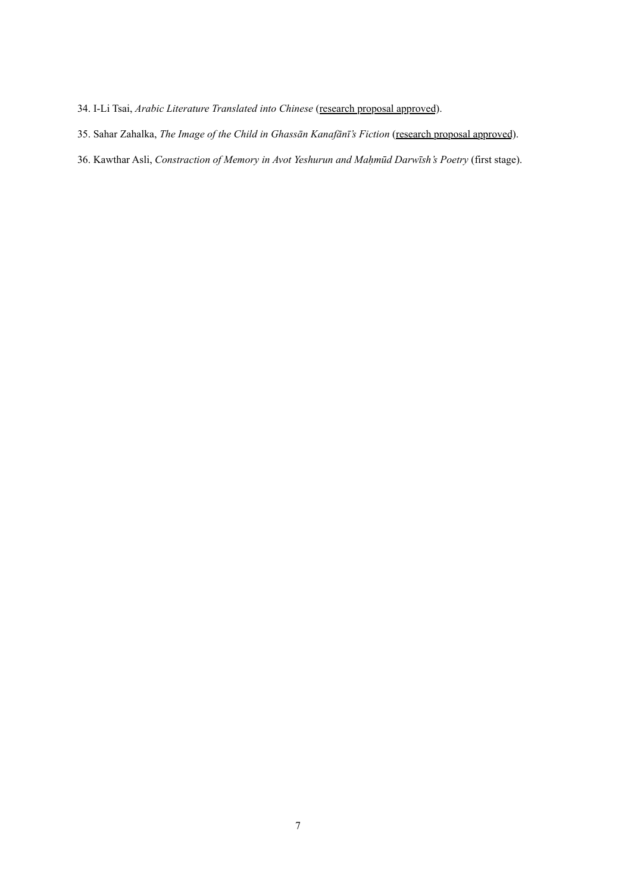34. I-Li Tsai, *Arabic Literature Translated into Chinese* (research proposal approved).

35. Sahar Zahalka, *The Image of the Child in Ghassān Kanafānī's Fiction* (research proposal approved).

36. Kawthar Asli, *Constraction of Memory in Avot Yeshurun and Maḥmūd Darwīsh's Poetry* (first stage).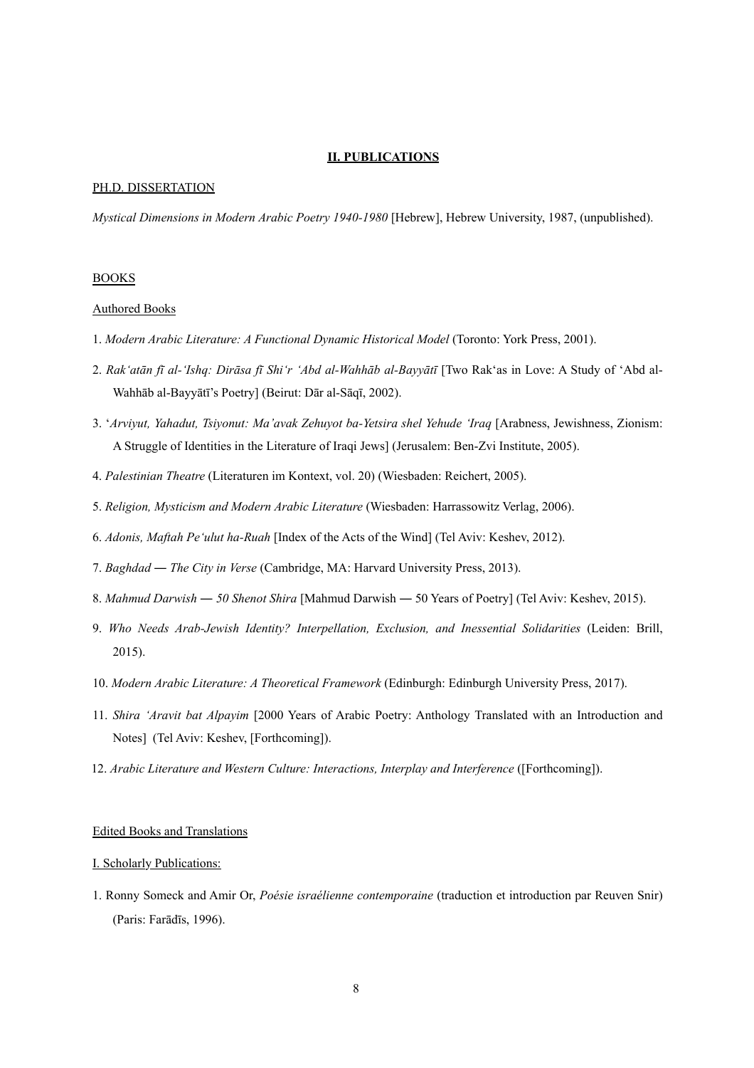## II. PUBLICATIONS

PH.D. DISSERTATION

*Mystical Dimensions in Modern Arabic Poetry 1940-1980* [Hebrew], Hebrew University, 1987, (unpublished).

BOOKS

Authored Books

1. *Modern Arabic Literature: A Functional Dynamic Historical Model* (Toronto: York Press, 2001).

2. *Rakʻatān fī al-ʻIshq: Dirāsa fī Shiʻr ʻAbd al-Wahhāb al-Bayyātī* [Two Rakʻas in Love: A Study of ʻAbd al-Wahhāb al-Bayyātī's Poetry] (Beirut: Dār al-Sāqī, 2002).

3. *ʻArviyut, Yahadut, Tsiyonut: Ma'avak Zehuyot ba-Yetsira shel Yehude ʻIraq* [Arabness, Jewishness, Zionism: A Struggle of Identities in the Literature of Iraqi Jews] (Jerusalem: Ben-Zvi Institute, 2005).

4. *Palestinian Theatre* (Literaturen im Kontext, vol. 20) (Wiesbaden: Reichert, 2005).

5. *Religion, Mysticism and Modern Arabic Literature* (Wiesbaden: Harrassowitz Verlag, 2006).

6. *Adonis, Maftah Peʻulut ha-Ruah* [Index of the Acts of the Wind] (Tel Aviv: Keshev, 2012).

7. *Baghdad — The City in Verse* (Cambridge, MA: Harvard University Press, 2013).

8. *Mahmud Darwish — 50 Shenot Shira* [Mahmud Darwish — 50 Years of Poetry] (Tel Aviv: Keshev, 2015).

9. *Who Needs Arab-Jewish Identity? Interpellation, Exclusion, and Inessential Solidarities* (Leiden: Brill, 2015).

10. *Modern Arabic Literature: A Theoretical Framework* (Edinburgh: Edinburgh University Press, 2017).

11. *Shira ʻAravit bat Alpayim* [2000 Years of Arabic Poetry: Anthology Translated with an Introduction and Notes] (Tel Aviv: Keshev, [Forthcoming]).

12. *Arabic Literature and Western Culture: Interactions, Interplay and Interference* ([Forthcoming]).

Edited Books and Translations

I. Scholarly Publications:

1. Ronny Someck and Amir Or, *Poésie israélienne contemporaine* (traduction et introduction par Reuven Snir) (Paris: Farādīs, 1996).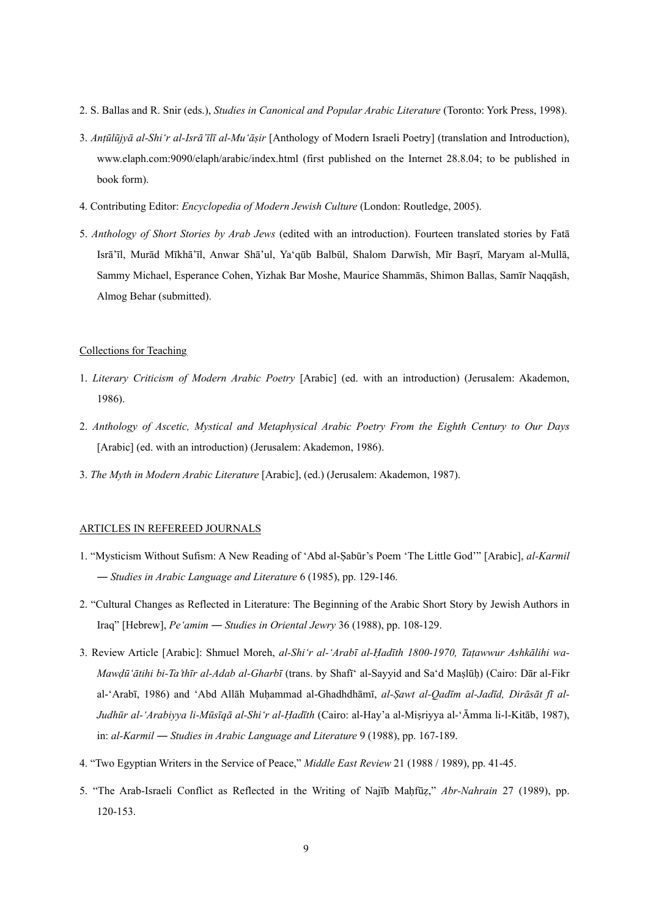2. S. Ballas and R. Snir (eds.), *Studies in Canonical and Popular Arabic Literature* (Toronto: York Press, 1998).

3. *Anṭūlūjyā al-Shi'r al-Isrā'īlī al-Mu'āṣir* [Anthology of Modern Israeli Poetry] (translation and Introduction), www.elaph.com:9090/elaph/arabic/index.html (first published on the Internet 28.8.04; to be published in book form).

4. Contributing Editor: *Encyclopedia of Modern Jewish Culture* (London: Routledge, 2005).

5. *Anthology of Short Stories by Arab Jews* (edited with an introduction). Fourteen translated stories by Fatā Isrā'īl, Murād Mīkhā'īl, Anwar Shā'ul, Ya'qūb Balbūl, Shalom Darwīsh, Mīr Baṣrī, Maryam al-Mullā, Sammy Michael, Esperance Cohen, Yizhak Bar Moshe, Maurice Shammās, Shimon Ballas, Samīr Naqqāsh, Almog Behar (submitted).

<u>Collections for Teaching</u>

1. *Literary Criticism of Modern Arabic Poetry* [Arabic] (ed. with an introduction) (Jerusalem: Akademon, 1986).

2. *Anthology of Ascetic, Mystical and Metaphysical Arabic Poetry From the Eighth Century to Our Days* [Arabic] (ed. with an introduction) (Jerusalem: Akademon, 1986).

3. *The Myth in Modern Arabic Literature* [Arabic], (ed.) (Jerusalem: Akademon, 1987).

<u>ARTICLES IN REFEREED JOURNALS</u>

1. "Mysticism Without Sufism: A New Reading of 'Abd al-Ṣabūr's Poem 'The Little God'" [Arabic], *al-Karmil — Studies in Arabic Language and Literature* 6 (1985), pp. 129-146.

2. "Cultural Changes as Reflected in Literature: The Beginning of the Arabic Short Story by Jewish Authors in Iraq" [Hebrew], *Pe'amim — Studies in Oriental Jewry* 36 (1988), pp. 108-129.

3. Review Article [Arabic]: Shmuel Moreh, *al-Shi'r al-'Arabī al-Ḥadīth 1800-1970, Taṭawwur Ashkālihi wa-Mawḍū'ātihi bi-Ta'thīr al-Adab al-Gharbī* (trans. by Shafī' al-Sayyid and Sa'd Maṣlūḥ) (Cairo: Dār al-Fikr al-'Arabī, 1986) and 'Abd Allāh Muḥammad al-Ghadhdhāmī, *al-Ṣawt al-Qadīm al-Jadīd, Dirāsāt fī al-Judhūr al-'Arabiyya li-Mūsīqā al-Shi'r al-Ḥadīth* (Cairo: al-Hay'a al-Miṣriyya al-'Āmma li-l-Kitāb, 1987), in: *al-Karmil — Studies in Arabic Language and Literature* 9 (1988), pp. 167-189.

4. "Two Egyptian Writers in the Service of Peace," *Middle East Review* 21 (1988 / 1989), pp. 41-45.

5. "The Arab-Israeli Conflict as Reflected in the Writing of Najīb Maḥfūẓ," *Abr-Nahrain* 27 (1989), pp. 120-153.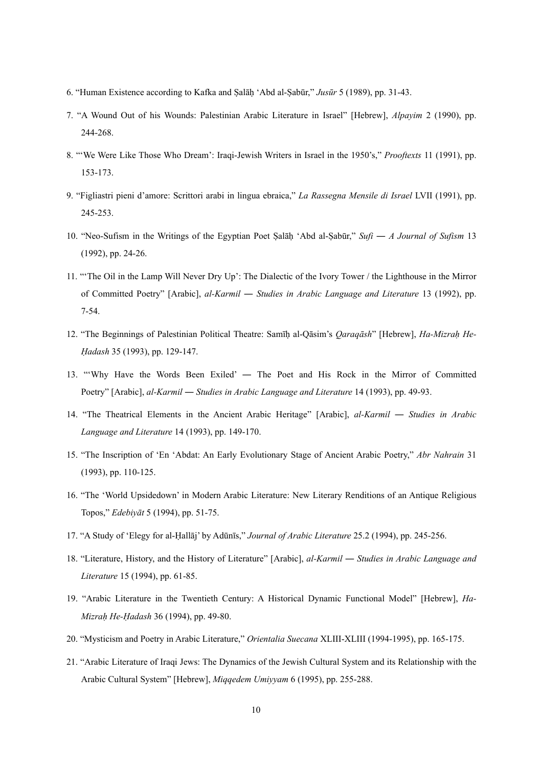6. “Human Existence according to Kafka and Ṣalāḥ ‘Abd al-Ṣabūr,” *Jusūr* 5 (1989), pp. 31-43.

7. “A Wound Out of his Wounds: Palestinian Arabic Literature in Israel” [Hebrew], *Alpayim* 2 (1990), pp. 244-268.

8. “‘We Were Like Those Who Dream’: Iraqi-Jewish Writers in Israel in the 1950’s,” *Prooftexts* 11 (1991), pp. 153-173.

9. “Figliastri pieni d’amore: Scrittori arabi in lingua ebraica,” *La Rassegna Mensile di Israel* LVII (1991), pp. 245-253.

10. “Neo-Sufism in the Writings of the Egyptian Poet Ṣalāḥ ‘Abd al-Ṣabūr,” *Sufi — A Journal of Sufism* 13 (1992), pp. 24-26.

11. “‘The Oil in the Lamp Will Never Dry Up’: The Dialectic of the Ivory Tower / the Lighthouse in the Mirror of Committed Poetry” [Arabic], *al-Karmil — Studies in Arabic Language and Literature* 13 (1992), pp. 7-54.

12. “The Beginnings of Palestinian Political Theatre: Samīḥ al-Qāsim’s *Qaraqāsh*” [Hebrew], *Ha-Mizraḥ He-Ḥadash* 35 (1993), pp. 129-147.

13. “‘Why Have the Words Been Exiled’ — The Poet and His Rock in the Mirror of Committed Poetry” [Arabic], *al-Karmil — Studies in Arabic Language and Literature* 14 (1993), pp. 49-93.

14. “The Theatrical Elements in the Ancient Arabic Heritage” [Arabic], *al-Karmil — Studies in Arabic Language and Literature* 14 (1993), pp. 149-170.

15. “The Inscription of ‘En ‘Abdat: An Early Evolutionary Stage of Ancient Arabic Poetry,” *Abr Nahrain* 31 (1993), pp. 110-125.

16. “The ‘World Upsidedown’ in Modern Arabic Literature: New Literary Renditions of an Antique Religious Topos,” *Edebiyāt* 5 (1994), pp. 51-75.

17. “A Study of ‘Elegy for al-Ḥallāj’ by Adūnīs,” *Journal of Arabic Literature* 25.2 (1994), pp. 245-256.

18. “Literature, History, and the History of Literature” [Arabic], *al-Karmil — Studies in Arabic Language and Literature* 15 (1994), pp. 61-85.

19. “Arabic Literature in the Twentieth Century: A Historical Dynamic Functional Model” [Hebrew], *Ha-Mizraḥ He-Ḥadash* 36 (1994), pp. 49-80.

20. “Mysticism and Poetry in Arabic Literature,” *Orientalia Suecana* XLIII-XLIII (1994-1995), pp. 165-175.

21. “Arabic Literature of Iraqi Jews: The Dynamics of the Jewish Cultural System and its Relationship with the Arabic Cultural System” [Hebrew], *Miqqedem Umiyyam* 6 (1995), pp. 255-288.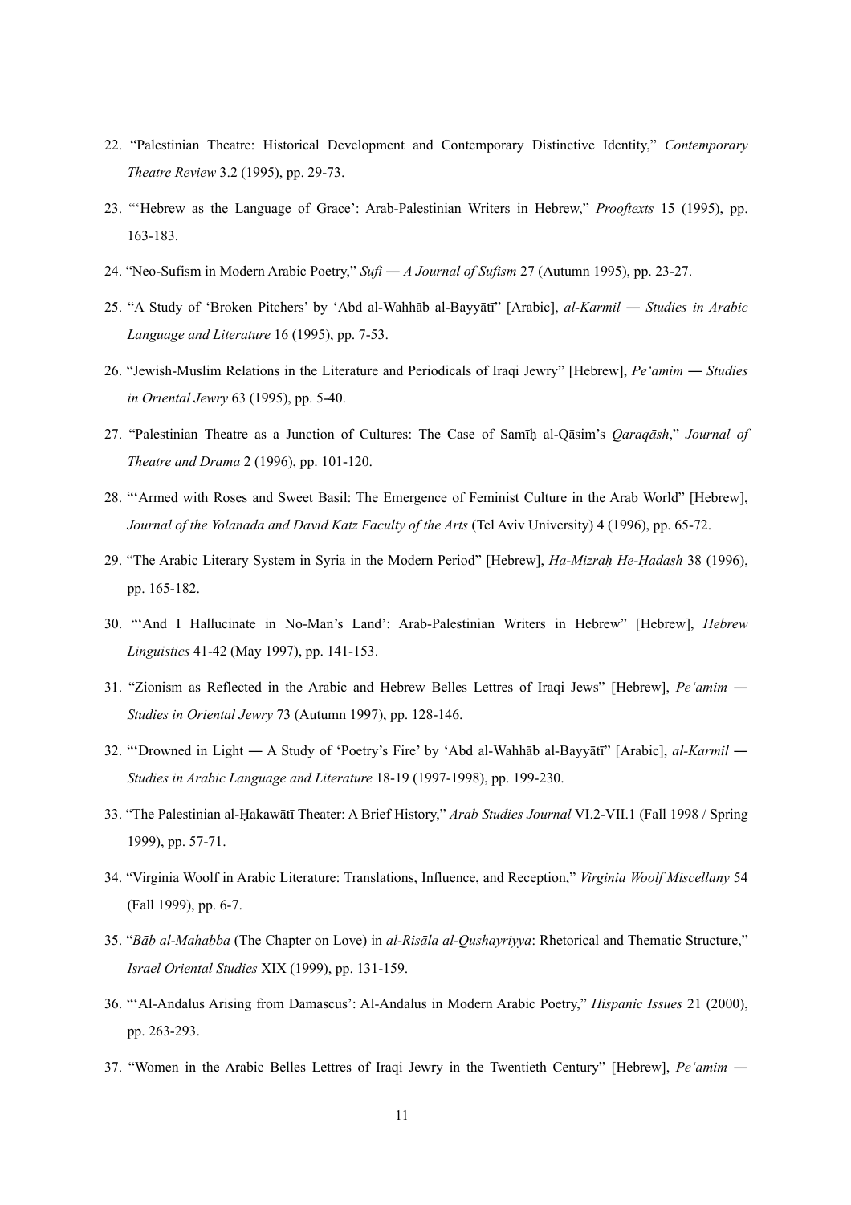22. "Palestinian Theatre: Historical Development and Contemporary Distinctive Identity," *Contemporary Theatre Review* 3.2 (1995), pp. 29-73.

23. "'Hebrew as the Language of Grace': Arab-Palestinian Writers in Hebrew," *Prooftexts* 15 (1995), pp. 163-183.

24. "Neo-Sufism in Modern Arabic Poetry," *Sufi — A Journal of Sufism* 27 (Autumn 1995), pp. 23-27.

25. "A Study of 'Broken Pitchers' by 'Abd al-Wahhāb al-Bayyātī" [Arabic], *al-Karmil — Studies in Arabic Language and Literature* 16 (1995), pp. 7-53.

26. "Jewish-Muslim Relations in the Literature and Periodicals of Iraqi Jewry" [Hebrew], *Pe'amim — Studies in Oriental Jewry* 63 (1995), pp. 5-40.

27. "Palestinian Theatre as a Junction of Cultures: The Case of Samīḥ al-Qāsim's *Qaraqāsh*," *Journal of Theatre and Drama* 2 (1996), pp. 101-120.

28. "'Armed with Roses and Sweet Basil: The Emergence of Feminist Culture in the Arab World" [Hebrew], *Journal of the Yolanada and David Katz Faculty of the Arts* (Tel Aviv University) 4 (1996), pp. 65-72.

29. "The Arabic Literary System in Syria in the Modern Period" [Hebrew], *Ha-Mizraḥ He-Ḥadash* 38 (1996), pp. 165-182.

30. "'And I Hallucinate in No-Man's Land': Arab-Palestinian Writers in Hebrew" [Hebrew], *Hebrew Linguistics* 41-42 (May 1997), pp. 141-153.

31. "Zionism as Reflected in the Arabic and Hebrew Belles Lettres of Iraqi Jews" [Hebrew], *Pe'amim — Studies in Oriental Jewry* 73 (Autumn 1997), pp. 128-146.

32. "'Drowned in Light — A Study of 'Poetry's Fire' by 'Abd al-Wahhāb al-Bayyātī" [Arabic], *al-Karmil — Studies in Arabic Language and Literature* 18-19 (1997-1998), pp. 199-230.

33. "The Palestinian al-Ḥakawātī Theater: A Brief History," *Arab Studies Journal* VI.2-VII.1 (Fall 1998 / Spring 1999), pp. 57-71.

34. "Virginia Woolf in Arabic Literature: Translations, Influence, and Reception," *Virginia Woolf Miscellany* 54 (Fall 1999), pp. 6-7.

35. "*Bāb al-Maḥabba* (The Chapter on Love) in *al-Risāla al-Qushayriyya*: Rhetorical and Thematic Structure," *Israel Oriental Studies* XIX (1999), pp. 131-159.

36. "'Al-Andalus Arising from Damascus': Al-Andalus in Modern Arabic Poetry," *Hispanic Issues* 21 (2000), pp. 263-293.

37. "Women in the Arabic Belles Lettres of Iraqi Jewry in the Twentieth Century" [Hebrew], *Pe'amim —*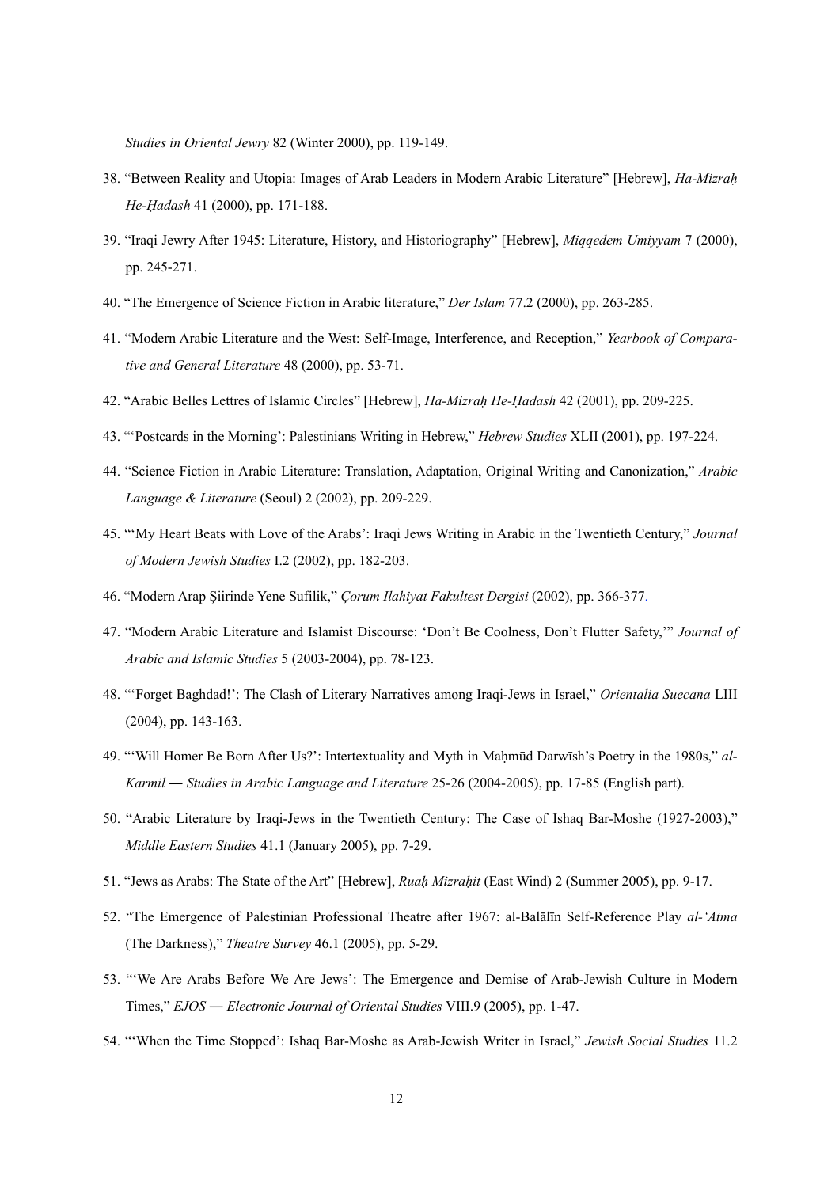*Studies in Oriental Jewry* 82 (Winter 2000), pp. 119-149.

38. "Between Reality and Utopia: Images of Arab Leaders in Modern Arabic Literature" [Hebrew], *Ha-Mizraḥ He-Ḥadash* 41 (2000), pp. 171-188.

39. "Iraqi Jewry After 1945: Literature, History, and Historiography" [Hebrew], *Miqqedem Umiyyam* 7 (2000), pp. 245-271.

40. "The Emergence of Science Fiction in Arabic literature," *Der Islam* 77.2 (2000), pp. 263-285.

41. "Modern Arabic Literature and the West: Self-Image, Interference, and Reception," *Yearbook of Comparative and General Literature* 48 (2000), pp. 53-71.

42. "Arabic Belles Lettres of Islamic Circles" [Hebrew], *Ha-Mizraḥ He-Ḥadash* 42 (2001), pp. 209-225.

43. "'Postcards in the Morning': Palestinians Writing in Hebrew," *Hebrew Studies* XLII (2001), pp. 197-224.

44. "Science Fiction in Arabic Literature: Translation, Adaptation, Original Writing and Canonization," *Arabic Language & Literature* (Seoul) 2 (2002), pp. 209-229.

45. "'My Heart Beats with Love of the Arabs': Iraqi Jews Writing in Arabic in the Twentieth Century," *Journal of Modern Jewish Studies* I.2 (2002), pp. 182-203.

46. "Modern Arap Şiirinde Yene Sufilik," *Çorum Ilahiyat Fakultest Dergisi* (2002), pp. 366-377.

47. "Modern Arabic Literature and Islamist Discourse: 'Don't Be Coolness, Don't Flutter Safety,'" *Journal of Arabic and Islamic Studies* 5 (2003-2004), pp. 78-123.

48. "'Forget Baghdad!': The Clash of Literary Narratives among Iraqi-Jews in Israel," *Orientalia Suecana* LIII (2004), pp. 143-163.

49. "'Will Homer Be Born After Us?': Intertextuality and Myth in Maḥmūd Darwīsh's Poetry in the 1980s," *al-Karmil — Studies in Arabic Language and Literature* 25-26 (2004-2005), pp. 17-85 (English part).

50. "Arabic Literature by Iraqi-Jews in the Twentieth Century: The Case of Ishaq Bar-Moshe (1927-2003)," *Middle Eastern Studies* 41.1 (January 2005), pp. 7-29.

51. "Jews as Arabs: The State of the Art" [Hebrew], *Ruaḥ Mizraḥit* (East Wind) 2 (Summer 2005), pp. 9-17.

52. "The Emergence of Palestinian Professional Theatre after 1967: al-Balālīn Self-Reference Play *al-'Atma* (The Darkness)," *Theatre Survey* 46.1 (2005), pp. 5-29.

53. "'We Are Arabs Before We Are Jews': The Emergence and Demise of Arab-Jewish Culture in Modern Times," *EJOS — Electronic Journal of Oriental Studies* VIII.9 (2005), pp. 1-47.

54. "'When the Time Stopped': Ishaq Bar-Moshe as Arab-Jewish Writer in Israel," *Jewish Social Studies* 11.2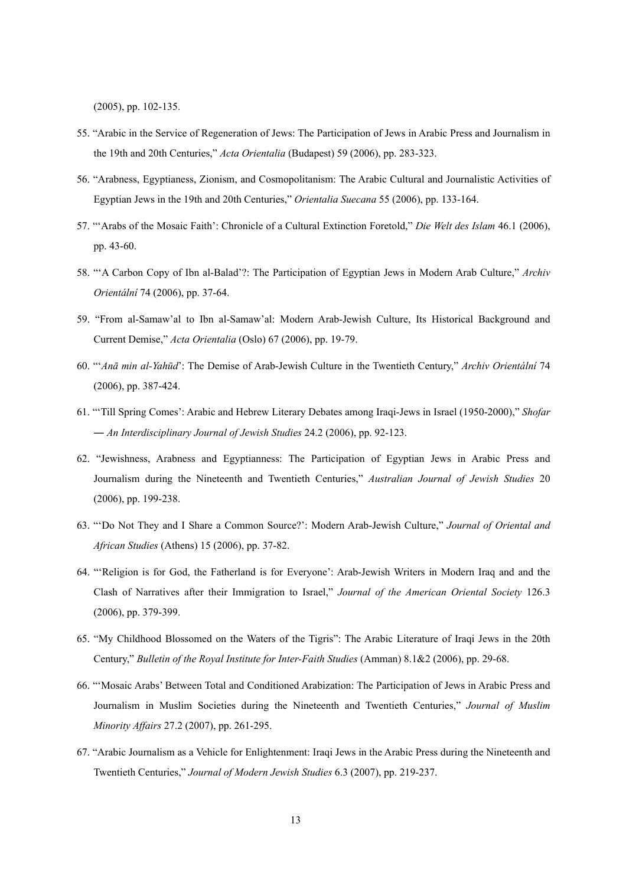(2005), pp. 102-135.

55. "Arabic in the Service of Regeneration of Jews: The Participation of Jews in Arabic Press and Journalism in the 19th and 20th Centuries," *Acta Orientalia* (Budapest) 59 (2006), pp. 283-323.

56. "Arabness, Egyptianess, Zionism, and Cosmopolitanism: The Arabic Cultural and Journalistic Activities of Egyptian Jews in the 19th and 20th Centuries," *Orientalia Suecana* 55 (2006), pp. 133-164.

57. "'Arabs of the Mosaic Faith': Chronicle of a Cultural Extinction Foretold," *Die Welt des Islam* 46.1 (2006), pp. 43-60.

58. "'A Carbon Copy of Ibn al-Balad'?: The Participation of Egyptian Jews in Modern Arab Culture," *Archiv Orientální* 74 (2006), pp. 37-64.

59. "From al-Samaw'al to Ibn al-Samaw'al: Modern Arab-Jewish Culture, Its Historical Background and Current Demise," *Acta Orientalia* (Oslo) 67 (2006), pp. 19-79.

60. "'*Anā min al-Yahūd*': The Demise of Arab-Jewish Culture in the Twentieth Century," *Archiv Orientální* 74 (2006), pp. 387-424.

61. "'Till Spring Comes': Arabic and Hebrew Literary Debates among Iraqi-Jews in Israel (1950-2000)," *Shofar — An Interdisciplinary Journal of Jewish Studies* 24.2 (2006), pp. 92-123.

62. "Jewishness, Arabness and Egyptianness: The Participation of Egyptian Jews in Arabic Press and Journalism during the Nineteenth and Twentieth Centuries," *Australian Journal of Jewish Studies* 20 (2006), pp. 199-238.

63. "'Do Not They and I Share a Common Source?': Modern Arab-Jewish Culture," *Journal of Oriental and African Studies* (Athens) 15 (2006), pp. 37-82.

64. "'Religion is for God, the Fatherland is for Everyone': Arab-Jewish Writers in Modern Iraq and and the Clash of Narratives after their Immigration to Israel," *Journal of the American Oriental Society* 126.3 (2006), pp. 379-399.

65. "My Childhood Blossomed on the Waters of the Tigris": The Arabic Literature of Iraqi Jews in the 20th Century," *Bulletin of the Royal Institute for Inter-Faith Studies* (Amman) 8.1&2 (2006), pp. 29-68.

66. "'Mosaic Arabs' Between Total and Conditioned Arabization: The Participation of Jews in Arabic Press and Journalism in Muslim Societies during the Nineteenth and Twentieth Centuries," *Journal of Muslim Minority Affairs* 27.2 (2007), pp. 261-295.

67. "Arabic Journalism as a Vehicle for Enlightenment: Iraqi Jews in the Arabic Press during the Nineteenth and Twentieth Centuries," *Journal of Modern Jewish Studies* 6.3 (2007), pp. 219-237.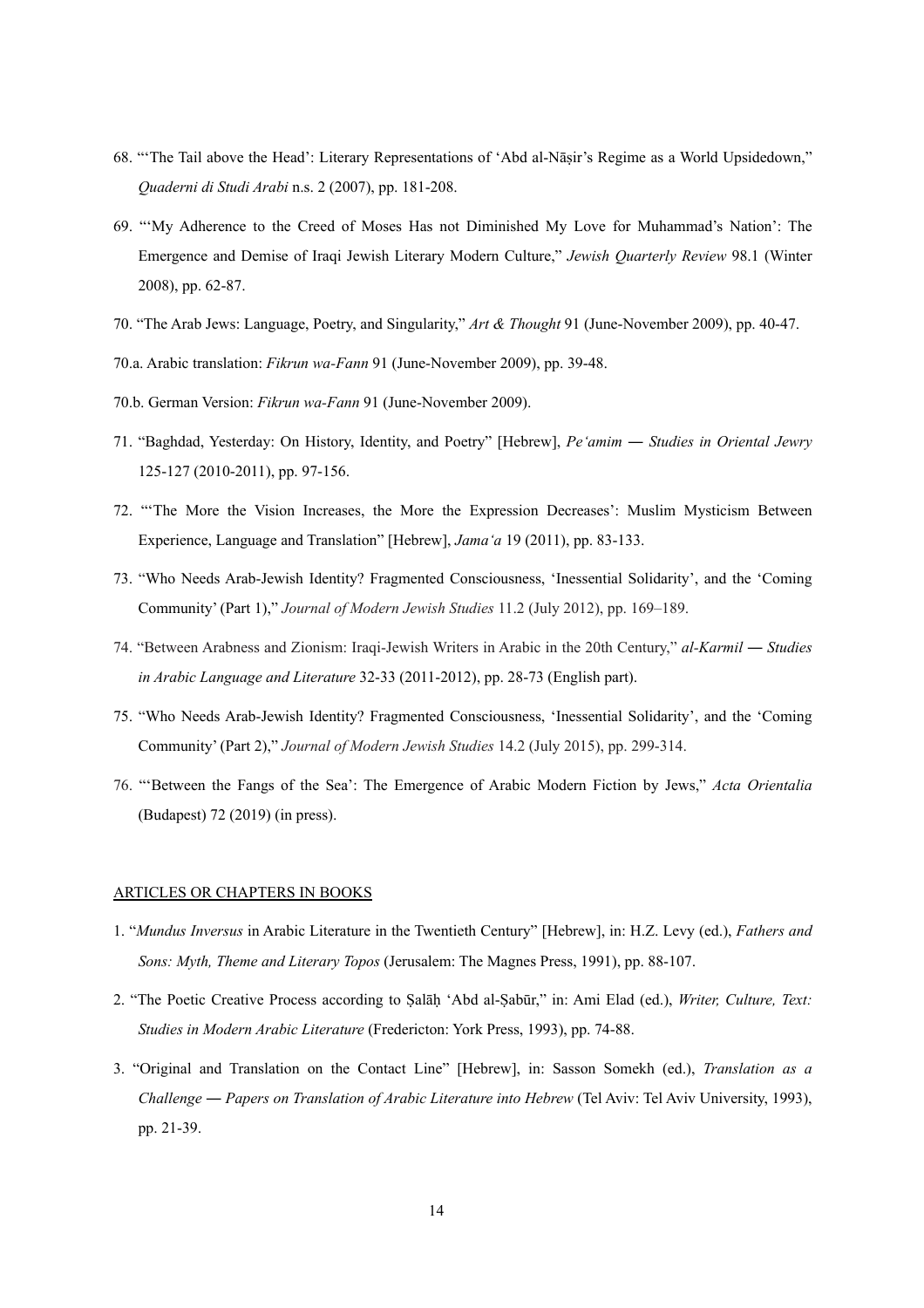68. "'The Tail above the Head': Literary Representations of 'Abd al-Nāṣir's Regime as a World Upsidedown," *Quaderni di Studi Arabi* n.s. 2 (2007), pp. 181-208.

69. "'My Adherence to the Creed of Moses Has not Diminished My Love for Muhammad's Nation': The Emergence and Demise of Iraqi Jewish Literary Modern Culture," *Jewish Quarterly Review* 98.1 (Winter 2008), pp. 62-87.

70. "The Arab Jews: Language, Poetry, and Singularity," *Art & Thought* 91 (June-November 2009), pp. 40-47.

70.a. Arabic translation: *Fikrun wa-Fann* 91 (June-November 2009), pp. 39-48.

70.b. German Version: *Fikrun wa-Fann* 91 (June-November 2009).

71. "Baghdad, Yesterday: On History, Identity, and Poetry" [Hebrew], *Pe'amim — Studies in Oriental Jewry* 125-127 (2010-2011), pp. 97-156.

72. "'The More the Vision Increases, the More the Expression Decreases': Muslim Mysticism Between Experience, Language and Translation" [Hebrew], *Jama'a* 19 (2011), pp. 83-133.

73. "Who Needs Arab-Jewish Identity? Fragmented Consciousness, 'Inessential Solidarity', and the 'Coming Community' (Part 1)," *Journal of Modern Jewish Studies* 11.2 (July 2012), pp. 169–189.

74. "Between Arabness and Zionism: Iraqi-Jewish Writers in Arabic in the 20th Century," *al-Karmil — Studies in Arabic Language and Literature* 32-33 (2011-2012), pp. 28-73 (English part).

75. "Who Needs Arab-Jewish Identity? Fragmented Consciousness, 'Inessential Solidarity', and the 'Coming Community' (Part 2)," *Journal of Modern Jewish Studies* 14.2 (July 2015), pp. 299-314.

76. "'Between the Fangs of the Sea': The Emergence of Arabic Modern Fiction by Jews," *Acta Orientalia* (Budapest) 72 (2019) (in press).

## ARTICLES OR CHAPTERS IN BOOKS

1. "*Mundus Inversus* in Arabic Literature in the Twentieth Century" [Hebrew], in: H.Z. Levy (ed.), *Fathers and Sons: Myth, Theme and Literary Topos* (Jerusalem: The Magnes Press, 1991), pp. 88-107.

2. "The Poetic Creative Process according to Ṣalāḥ 'Abd al-Ṣabūr," in: Ami Elad (ed.), *Writer, Culture, Text: Studies in Modern Arabic Literature* (Fredericton: York Press, 1993), pp. 74-88.

3. "Original and Translation on the Contact Line" [Hebrew], in: Sasson Somekh (ed.), *Translation as a Challenge — Papers on Translation of Arabic Literature into Hebrew* (Tel Aviv: Tel Aviv University, 1993), pp. 21-39.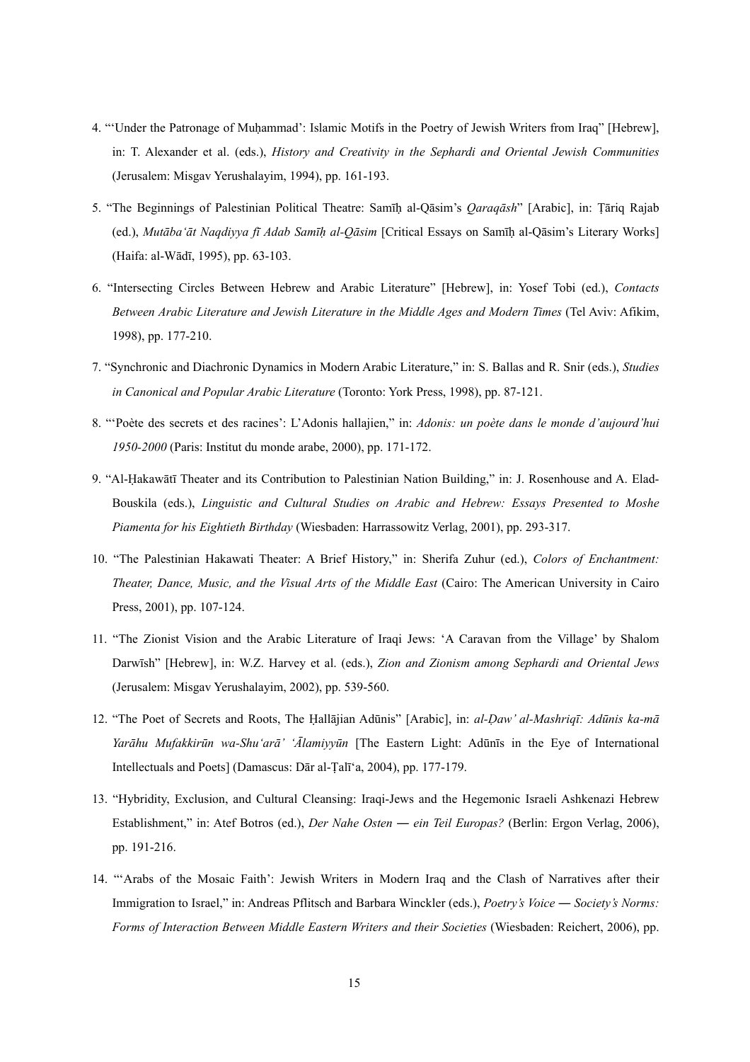4. "'Under the Patronage of Muḥammad': Islamic Motifs in the Poetry of Jewish Writers from Iraq" [Hebrew], in: T. Alexander et al. (eds.), *History and Creativity in the Sephardi and Oriental Jewish Communities* (Jerusalem: Misgav Yerushalayim, 1994), pp. 161-193.

5. "The Beginnings of Palestinian Political Theatre: Samīḥ al-Qāsim's *Qaraqāsh*" [Arabic], in: Ṭāriq Rajab (ed.), *Mutāba'āt Naqdiyya fī Adab Samīḥ al-Qāsim* [Critical Essays on Samīḥ al-Qāsim's Literary Works] (Haifa: al-Wādī, 1995), pp. 63-103.

6. "Intersecting Circles Between Hebrew and Arabic Literature" [Hebrew], in: Yosef Tobi (ed.), *Contacts Between Arabic Literature and Jewish Literature in the Middle Ages and Modern Times* (Tel Aviv: Afikim, 1998), pp. 177-210.

7. "Synchronic and Diachronic Dynamics in Modern Arabic Literature," in: S. Ballas and R. Snir (eds.), *Studies in Canonical and Popular Arabic Literature* (Toronto: York Press, 1998), pp. 87-121.

8. "'Poète des secrets et des racines': L'Adonis hallajien," in: *Adonis: un poète dans le monde d'aujourd'hui 1950-2000* (Paris: Institut du monde arabe, 2000), pp. 171-172.

9. "Al-Ḥakawātī Theater and its Contribution to Palestinian Nation Building," in: J. Rosenhouse and A. Elad-Bouskila (eds.), *Linguistic and Cultural Studies on Arabic and Hebrew: Essays Presented to Moshe Piamenta for his Eightieth Birthday* (Wiesbaden: Harrassowitz Verlag, 2001), pp. 293-317.

10. "The Palestinian Hakawati Theater: A Brief History," in: Sherifa Zuhur (ed.), *Colors of Enchantment: Theater, Dance, Music, and the Visual Arts of the Middle East* (Cairo: The American University in Cairo Press, 2001), pp. 107-124.

11. "The Zionist Vision and the Arabic Literature of Iraqi Jews: 'A Caravan from the Village' by Shalom Darwīsh" [Hebrew], in: W.Z. Harvey et al. (eds.), *Zion and Zionism among Sephardi and Oriental Jews* (Jerusalem: Misgav Yerushalayim, 2002), pp. 539-560.

12. "The Poet of Secrets and Roots, The Ḥallājian Adūnis" [Arabic], in: *al-Ḍaw' al-Mashriqī: Adūnis ka-mā Yarāhu Mufakkirūn wa-Shu'arā' 'Ālamiyyūn* [The Eastern Light: Adūnīs in the Eye of International Intellectuals and Poets] (Damascus: Dār al-Ṭalī'a, 2004), pp. 177-179.

13. "Hybridity, Exclusion, and Cultural Cleansing: Iraqi-Jews and the Hegemonic Israeli Ashkenazi Hebrew Establishment," in: Atef Botros (ed.), *Der Nahe Osten — ein Teil Europas?* (Berlin: Ergon Verlag, 2006), pp. 191-216.

14. "'Arabs of the Mosaic Faith': Jewish Writers in Modern Iraq and the Clash of Narratives after their Immigration to Israel," in: Andreas Pflitsch and Barbara Winckler (eds.), *Poetry's Voice — Society's Norms: Forms of Interaction Between Middle Eastern Writers and their Societies* (Wiesbaden: Reichert, 2006), pp.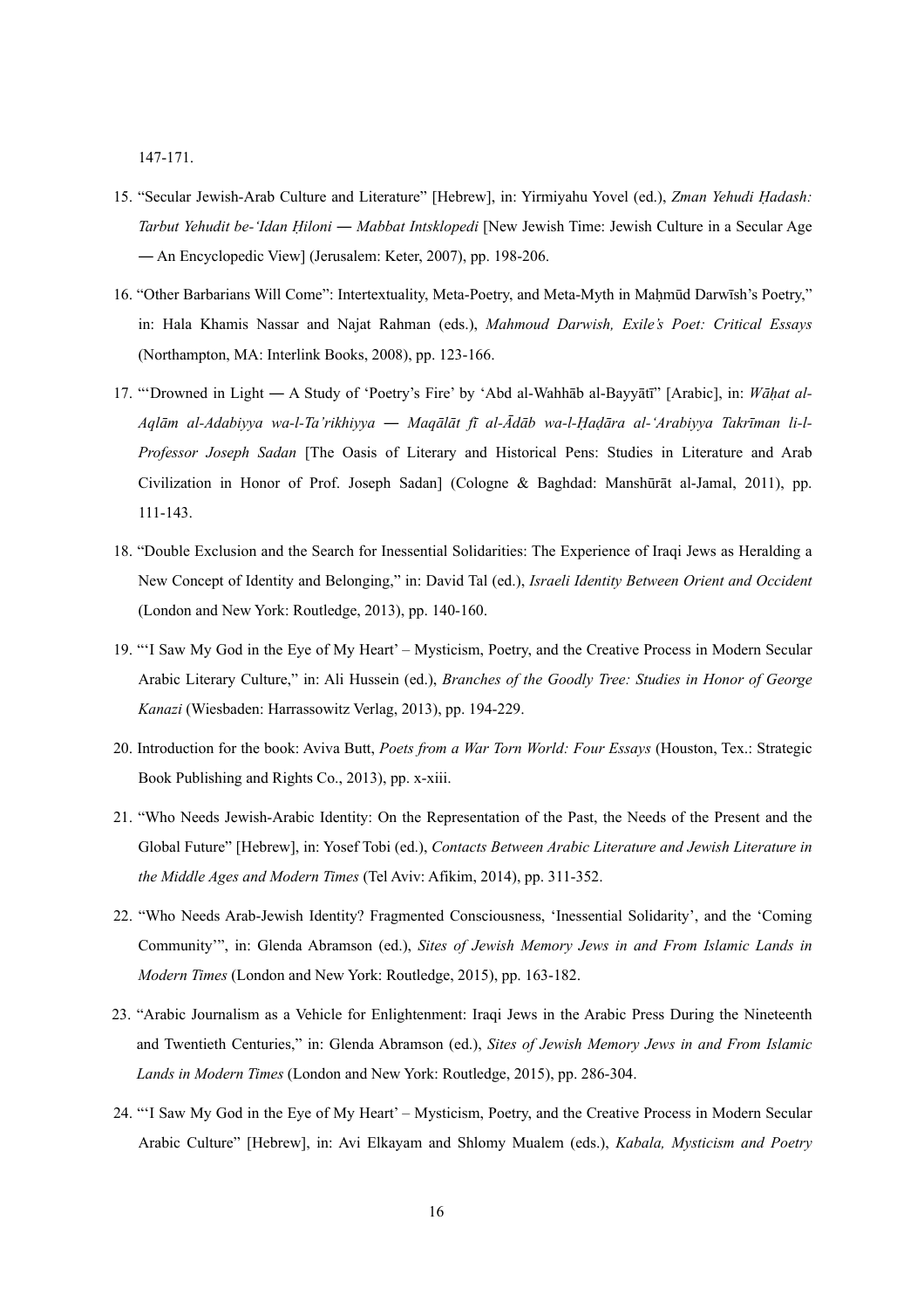147-171.

15. "Secular Jewish-Arab Culture and Literature" [Hebrew], in: Yirmiyahu Yovel (ed.), *Zman Yehudi Ḥadash: Tarbut Yehudit be-ʻIdan Ḥiloni ― Mabbat Intsklopedi* [New Jewish Time: Jewish Culture in a Secular Age ― An Encyclopedic View] (Jerusalem: Keter, 2007), pp. 198-206.

16. "Other Barbarians Will Come": Intertextuality, Meta-Poetry, and Meta-Myth in Maḥmūd Darwīsh's Poetry," in: Hala Khamis Nassar and Najat Rahman (eds.), *Mahmoud Darwish, Exile's Poet: Critical Essays* (Northampton, MA: Interlink Books, 2008), pp. 123-166.

17. "'Drowned in Light ― A Study of 'Poetry's Fire' by 'Abd al-Wahhāb al-Bayyātī" [Arabic], in: *Wāḥat al-Aqlām al-Adabiyya wa-l-Ta'rikhiyya ― Maqālāt fī al-Ādāb wa-l-Ḥaḍāra al-ʻArabiyya Takrīman li-l-Professor Joseph Sadan* [The Oasis of Literary and Historical Pens: Studies in Literature and Arab Civilization in Honor of Prof. Joseph Sadan] (Cologne & Baghdad: Manshūrāt al-Jamal, 2011), pp. 111-143.

18. "Double Exclusion and the Search for Inessential Solidarities: The Experience of Iraqi Jews as Heralding a New Concept of Identity and Belonging," in: David Tal (ed.), *Israeli Identity Between Orient and Occident* (London and New York: Routledge, 2013), pp. 140-160.

19. "'I Saw My God in the Eye of My Heart' – Mysticism, Poetry, and the Creative Process in Modern Secular Arabic Literary Culture," in: Ali Hussein (ed.), *Branches of the Goodly Tree: Studies in Honor of George Kanazi* (Wiesbaden: Harrassowitz Verlag, 2013), pp. 194-229.

20. Introduction for the book: Aviva Butt, *Poets from a War Torn World: Four Essays* (Houston, Tex.: Strategic Book Publishing and Rights Co., 2013), pp. x-xiii.

21. "Who Needs Jewish-Arabic Identity: On the Representation of the Past, the Needs of the Present and the Global Future" [Hebrew], in: Yosef Tobi (ed.), *Contacts Between Arabic Literature and Jewish Literature in the Middle Ages and Modern Times* (Tel Aviv: Afikim, 2014), pp. 311-352.

22. "Who Needs Arab-Jewish Identity? Fragmented Consciousness, 'Inessential Solidarity', and the 'Coming Community'", in: Glenda Abramson (ed.), *Sites of Jewish Memory Jews in and From Islamic Lands in Modern Times* (London and New York: Routledge, 2015), pp. 163-182.

23. "Arabic Journalism as a Vehicle for Enlightenment: Iraqi Jews in the Arabic Press During the Nineteenth and Twentieth Centuries," in: Glenda Abramson (ed.), *Sites of Jewish Memory Jews in and From Islamic Lands in Modern Times* (London and New York: Routledge, 2015), pp. 286-304.

24. "'I Saw My God in the Eye of My Heart' – Mysticism, Poetry, and the Creative Process in Modern Secular Arabic Culture" [Hebrew], in: Avi Elkayam and Shlomy Mualem (eds.), *Kabala, Mysticism and Poetry*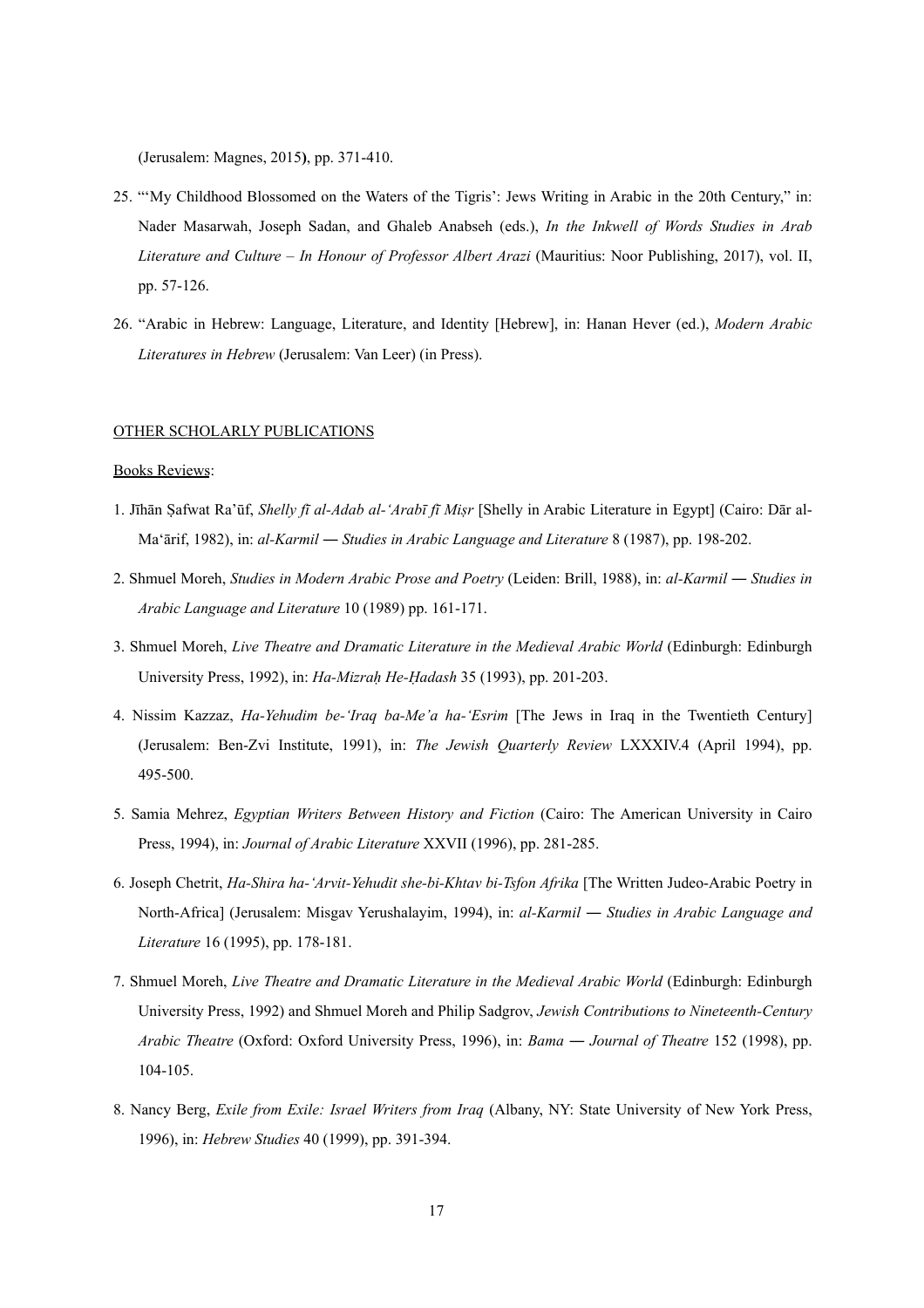(Jerusalem: Magnes, 2015**)**, pp. 371-410.

25. "'My Childhood Blossomed on the Waters of the Tigris': Jews Writing in Arabic in the 20th Century," in: Nader Masarwah, Joseph Sadan, and Ghaleb Anabseh (eds.), *In the Inkwell of Words Studies in Arab Literature and Culture – In Honour of Professor Albert Arazi* (Mauritius: Noor Publishing, 2017), vol. II, pp. 57-126.

26. "Arabic in Hebrew: Language, Literature, and Identity [Hebrew], in: Hanan Hever (ed.), *Modern Arabic Literatures in Hebrew* (Jerusalem: Van Leer) (in Press).

<u>OTHER SCHOLARLY PUBLICATIONS</u>

<u>Books Reviews</u>:

1. Jīhān Ṣafwat Ra'ūf, *Shelly fī al-Adab al-'Arabī fī Miṣr* [Shelly in Arabic Literature in Egypt] (Cairo: Dār al-Ma'ārif, 1982), in: *al-Karmil — Studies in Arabic Language and Literature* 8 (1987), pp. 198-202.

2. Shmuel Moreh, *Studies in Modern Arabic Prose and Poetry* (Leiden: Brill, 1988), in: *al-Karmil — Studies in Arabic Language and Literature* 10 (1989) pp. 161-171.

3. Shmuel Moreh, *Live Theatre and Dramatic Literature in the Medieval Arabic World* (Edinburgh: Edinburgh University Press, 1992), in: *Ha-Mizraḥ He-Ḥadash* 35 (1993), pp. 201-203.

4. Nissim Kazzaz, *Ha-Yehudim be-'Iraq ba-Me'a ha-'Esrim* [The Jews in Iraq in the Twentieth Century] (Jerusalem: Ben-Zvi Institute, 1991), in: *The Jewish Quarterly Review* LXXXIV.4 (April 1994), pp. 495-500.

5. Samia Mehrez, *Egyptian Writers Between History and Fiction* (Cairo: The American University in Cairo Press, 1994), in: *Journal of Arabic Literature* XXVII (1996), pp. 281-285.

6. Joseph Chetrit, *Ha-Shira ha-'Arvit-Yehudit she-bi-Khtav bi-Tsfon Afrika* [The Written Judeo-Arabic Poetry in North-Africa] (Jerusalem: Misgav Yerushalayim, 1994), in: *al-Karmil — Studies in Arabic Language and Literature* 16 (1995), pp. 178-181.

7. Shmuel Moreh, *Live Theatre and Dramatic Literature in the Medieval Arabic World* (Edinburgh: Edinburgh University Press, 1992) and Shmuel Moreh and Philip Sadgrov, *Jewish Contributions to Nineteenth-Century Arabic Theatre* (Oxford: Oxford University Press, 1996), in: *Bama — Journal of Theatre* 152 (1998), pp. 104-105.

8. Nancy Berg, *Exile from Exile: Israel Writers from Iraq* (Albany, NY: State University of New York Press, 1996), in: *Hebrew Studies* 40 (1999), pp. 391-394.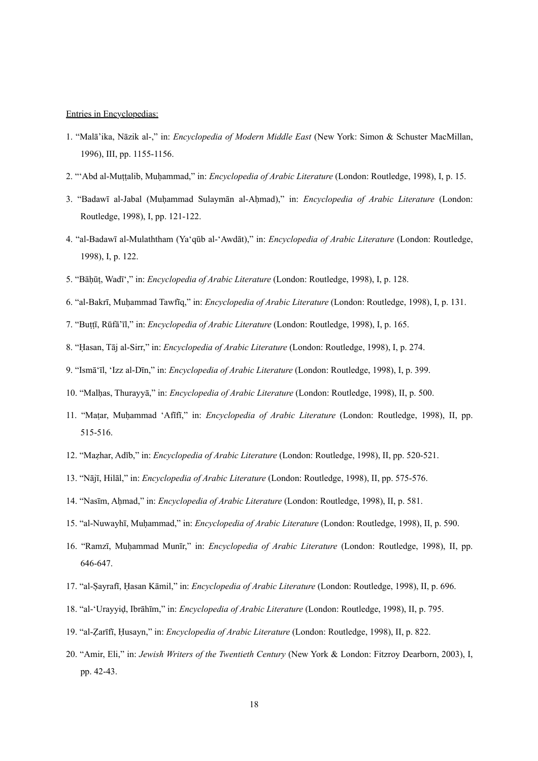<u>Entries in Encyclopedias:</u>

1. "Malā'ika, Nāzik al-," in: *Encyclopedia of Modern Middle East* (New York: Simon & Schuster MacMillan, 1996), III, pp. 1155-1156.
2. "'Abd al-Muṭṭalib, Muḥammad," in: *Encyclopedia of Arabic Literature* (London: Routledge, 1998), I, p. 15.
3. "Badawī al-Jabal (Muḥammad Sulaymān al-Aḥmad)," in: *Encyclopedia of Arabic Literature* (London: Routledge, 1998), I, pp. 121-122.
4. "al-Badawī al-Mulaththam (Ya'qūb al-'Awdāt)," in: *Encyclopedia of Arabic Literature* (London: Routledge, 1998), I, p. 122.
5. "Bāḥūṭ, Wadī'," in: *Encyclopedia of Arabic Literature* (London: Routledge, 1998), I, p. 128.
6. "al-Bakrī, Muḥammad Tawfīq," in: *Encyclopedia of Arabic Literature* (London: Routledge, 1998), I, p. 131.
7. "Buṭṭī, Rūfā'īl," in: *Encyclopedia of Arabic Literature* (London: Routledge, 1998), I, p. 165.
8. "Ḥasan, Tāj al-Sirr," in: *Encyclopedia of Arabic Literature* (London: Routledge, 1998), I, p. 274.
9. "Ismā'īl, 'Izz al-Dīn," in: *Encyclopedia of Arabic Literature* (London: Routledge, 1998), I, p. 399.
10. "Malḥas, Thurayyā," in: *Encyclopedia of Arabic Literature* (London: Routledge, 1998), II, p. 500.
11. "Maṭar, Muḥammad 'Afīfī," in: *Encyclopedia of Arabic Literature* (London: Routledge, 1998), II, pp. 515-516.
12. "Maẓhar, Adīb," in: *Encyclopedia of Arabic Literature* (London: Routledge, 1998), II, pp. 520-521.
13. "Nājī, Hilāl," in: *Encyclopedia of Arabic Literature* (London: Routledge, 1998), II, pp. 575-576.
14. "Nasīm, Aḥmad," in: *Encyclopedia of Arabic Literature* (London: Routledge, 1998), II, p. 581.
15. "al-Nuwayhī, Muḥammad," in: *Encyclopedia of Arabic Literature* (London: Routledge, 1998), II, p. 590.
16. "Ramzī, Muḥammad Munīr," in: *Encyclopedia of Arabic Literature* (London: Routledge, 1998), II, pp. 646-647.
17. "al-Ṣayrafī, Ḥasan Kāmil," in: *Encyclopedia of Arabic Literature* (London: Routledge, 1998), II, p. 696.
18. "al-'Urayyiḍ, Ibrāhīm," in: *Encyclopedia of Arabic Literature* (London: Routledge, 1998), II, p. 795.
19. "al-Ẓarīfī, Ḥusayn," in: *Encyclopedia of Arabic Literature* (London: Routledge, 1998), II, p. 822.
20. "Amir, Eli," in: *Jewish Writers of the Twentieth Century* (New York & London: Fitzroy Dearborn, 2003), I, pp. 42-43.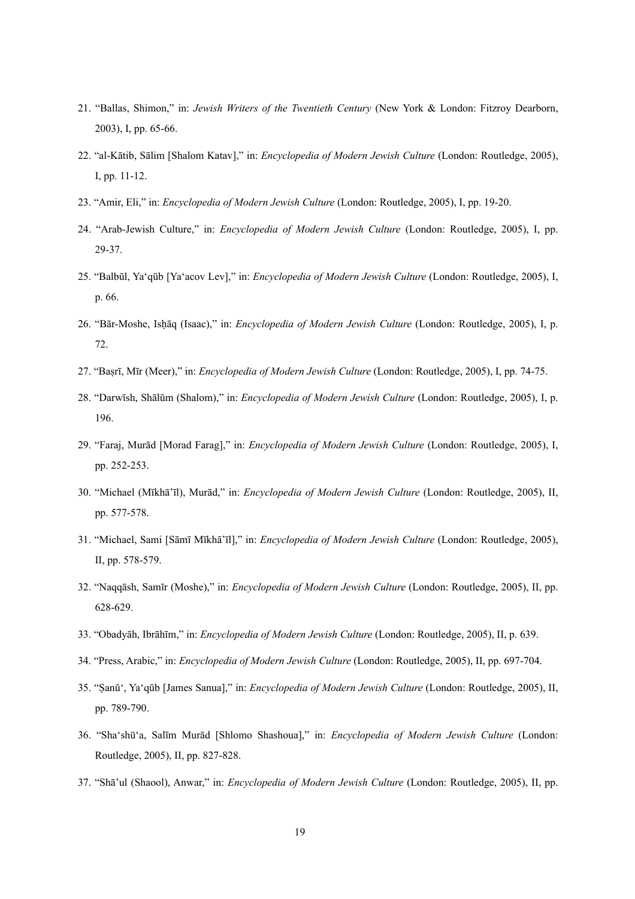21. "Ballas, Shimon," in: *Jewish Writers of the Twentieth Century* (New York & London: Fitzroy Dearborn, 2003), I, pp. 65-66.

22. "al-Kātib, Sālim [Shalom Katav]," in: *Encyclopedia of Modern Jewish Culture* (London: Routledge, 2005), I, pp. 11-12.

23. "Amir, Eli," in: *Encyclopedia of Modern Jewish Culture* (London: Routledge, 2005), I, pp. 19-20.

24. "Arab-Jewish Culture," in: *Encyclopedia of Modern Jewish Culture* (London: Routledge, 2005), I, pp. 29-37.

25. "Balbūl, Ya'qūb [Ya'acov Lev]," in: *Encyclopedia of Modern Jewish Culture* (London: Routledge, 2005), I, p. 66.

26. "Bār-Moshe, Isḥāq (Isaac)," in: *Encyclopedia of Modern Jewish Culture* (London: Routledge, 2005), I, p. 72.

27. "Baṣrī, Mīr (Meer)," in: *Encyclopedia of Modern Jewish Culture* (London: Routledge, 2005), I, pp. 74-75.

28. "Darwīsh, Shālūm (Shalom)," in: *Encyclopedia of Modern Jewish Culture* (London: Routledge, 2005), I, p. 196.

29. "Faraj, Murād [Morad Farag]," in: *Encyclopedia of Modern Jewish Culture* (London: Routledge, 2005), I, pp. 252-253.

30. "Michael (Mīkhā'īl), Murād," in: *Encyclopedia of Modern Jewish Culture* (London: Routledge, 2005), II, pp. 577-578.

31. "Michael, Sami [Sāmī Mīkhā'īl]," in: *Encyclopedia of Modern Jewish Culture* (London: Routledge, 2005), II, pp. 578-579.

32. "Naqqāsh, Samīr (Moshe)," in: *Encyclopedia of Modern Jewish Culture* (London: Routledge, 2005), II, pp. 628-629.

33. "Obadyāh, Ibrāhīm," in: *Encyclopedia of Modern Jewish Culture* (London: Routledge, 2005), II, p. 639.

34. "Press, Arabic," in: *Encyclopedia of Modern Jewish Culture* (London: Routledge, 2005), II, pp. 697-704.

35. "Ṣanū', Ya'qūb [James Sanua]," in: *Encyclopedia of Modern Jewish Culture* (London: Routledge, 2005), II, pp. 789-790.

36. "Sha'shū'a, Salīm Murād [Shlomo Shashoua]," in: *Encyclopedia of Modern Jewish Culture* (London: Routledge, 2005), II, pp. 827-828.

37. "Shā'ul (Shaool), Anwar," in: *Encyclopedia of Modern Jewish Culture* (London: Routledge, 2005), II, pp.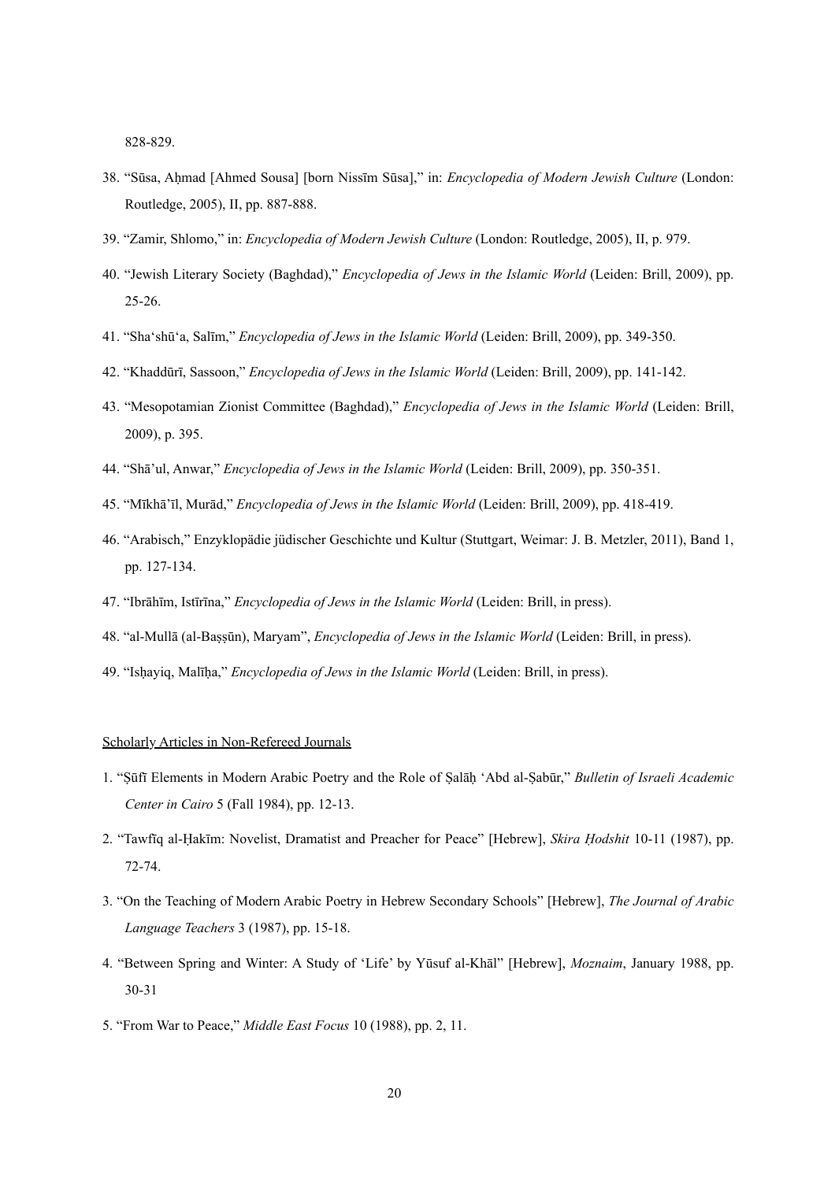828-829.

38. "Sūsa, Aḥmad [Ahmed Sousa] [born Nissīm Sūsa]," in: *Encyclopedia of Modern Jewish Culture* (London: Routledge, 2005), II, pp. 887-888.

39. "Zamir, Shlomo," in: *Encyclopedia of Modern Jewish Culture* (London: Routledge, 2005), II, p. 979.

40. "Jewish Literary Society (Baghdad)," *Encyclopedia of Jews in the Islamic World* (Leiden: Brill, 2009), pp. 25-26.

41. "Sha'shū'a, Salīm," *Encyclopedia of Jews in the Islamic World* (Leiden: Brill, 2009), pp. 349-350.

42. "Khaddūrī, Sassoon," *Encyclopedia of Jews in the Islamic World* (Leiden: Brill, 2009), pp. 141-142.

43. "Mesopotamian Zionist Committee (Baghdad)," *Encyclopedia of Jews in the Islamic World* (Leiden: Brill, 2009), p. 395.

44. "Shā'ul, Anwar," *Encyclopedia of Jews in the Islamic World* (Leiden: Brill, 2009), pp. 350-351.

45. "Mīkhā'īl, Murād," *Encyclopedia of Jews in the Islamic World* (Leiden: Brill, 2009), pp. 418-419.

46. "Arabisch," Enzyklopädie jüdischer Geschichte und Kultur (Stuttgart, Weimar: J. B. Metzler, 2011), Band 1, pp. 127-134.

47. "Ibrāhīm, Istīrīna," *Encyclopedia of Jews in the Islamic World* (Leiden: Brill, in press).

48. "al-Mullā (al-Baṣṣūn), Maryam", *Encyclopedia of Jews in the Islamic World* (Leiden: Brill, in press).

49. "Isḥayiq, Malīḥa," *Encyclopedia of Jews in the Islamic World* (Leiden: Brill, in press).

<u>Scholarly Articles in Non-Refereed Journals</u>

1. "Ṣūfī Elements in Modern Arabic Poetry and the Role of Ṣalāḥ 'Abd al-Ṣabūr," *Bulletin of Israeli Academic Center in Cairo* 5 (Fall 1984), pp. 12-13.

2. "Tawfīq al-Ḥakīm: Novelist, Dramatist and Preacher for Peace" [Hebrew], *Skira Ḥodshit* 10-11 (1987), pp. 72-74.

3. "On the Teaching of Modern Arabic Poetry in Hebrew Secondary Schools" [Hebrew], *The Journal of Arabic Language Teachers* 3 (1987), pp. 15-18.

4. "Between Spring and Winter: A Study of 'Life' by Yūsuf al-Khāl" [Hebrew], *Moznaim*, January 1988, pp. 30-31

5. "From War to Peace," *Middle East Focus* 10 (1988), pp. 2, 11.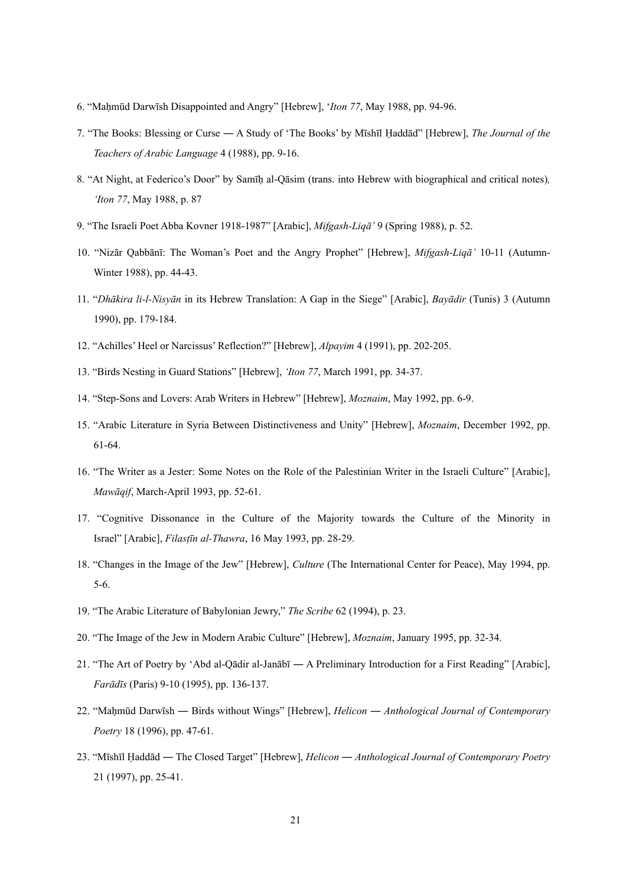6. "Maḥmūd Darwīsh Disappointed and Angry" [Hebrew], '*Iton 77*, May 1988, pp. 94-96.

7. "The Books: Blessing or Curse ― A Study of 'The Books' by Mīshīl Ḥaddād" [Hebrew], *The Journal of the Teachers of Arabic Language* 4 (1988), pp. 9-16.

8. "At Night, at Federico's Door" by Samīḥ al-Qāsim (trans. into Hebrew with biographical and critical notes), *'Iton 77*, May 1988, p. 87

9. "The Israeli Poet Abba Kovner 1918-1987" [Arabic], *Mifgash-Liqā'* 9 (Spring 1988), p. 52.

10. "Nizār Qabbānī: The Woman's Poet and the Angry Prophet" [Hebrew], *Mifgash-Liqā'* 10-11 (Autumn-Winter 1988), pp. 44-43.

11. "*Dhākira li-l-Nisyān* in its Hebrew Translation: A Gap in the Siege" [Arabic], *Bayādir* (Tunis) 3 (Autumn 1990), pp. 179-184.

12. "Achilles' Heel or Narcissus' Reflection?" [Hebrew], *Alpayim* 4 (1991), pp. 202-205.

13. "Birds Nesting in Guard Stations" [Hebrew], *'Iton 77*, March 1991, pp. 34-37.

14. "Step-Sons and Lovers: Arab Writers in Hebrew" [Hebrew], *Moznaim*, May 1992, pp. 6-9.

15. "Arabic Literature in Syria Between Distinctiveness and Unity" [Hebrew], *Moznaim*, December 1992, pp. 61-64.

16. "The Writer as a Jester: Some Notes on the Role of the Palestinian Writer in the Israeli Culture" [Arabic], *Mawāqif*, March-April 1993, pp. 52-61.

17. "Cognitive Dissonance in the Culture of the Majority towards the Culture of the Minority in Israel" [Arabic], *Filasṭīn al-Thawra*, 16 May 1993, pp. 28-29.

18. "Changes in the Image of the Jew" [Hebrew], *Culture* (The International Center for Peace), May 1994, pp. 5-6.

19. "The Arabic Literature of Babylonian Jewry," *The Scribe* 62 (1994), p. 23.

20. "The Image of the Jew in Modern Arabic Culture" [Hebrew], *Moznaim*, January 1995, pp. 32-34.

21. "The Art of Poetry by 'Abd al-Qādir al-Janābī ― A Preliminary Introduction for a First Reading" [Arabic], *Farādīs* (Paris) 9-10 (1995), pp. 136-137.

22. "Maḥmūd Darwīsh ― Birds without Wings" [Hebrew], *Helicon ― Anthological Journal of Contemporary Poetry* 18 (1996), pp. 47-61.

23. "Mīshīl Ḥaddād ― The Closed Target" [Hebrew], *Helicon ― Anthological Journal of Contemporary Poetry* 21 (1997), pp. 25-41.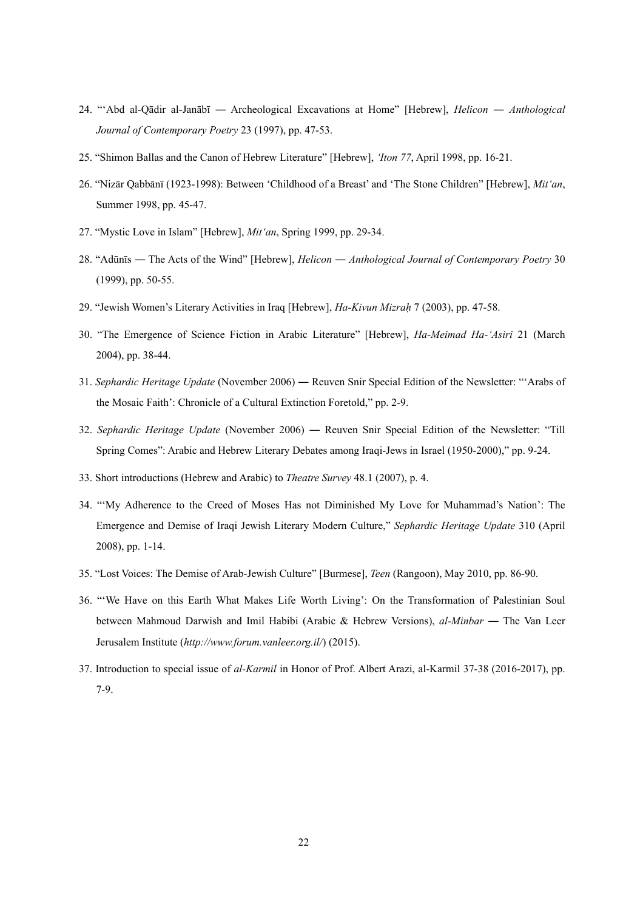24. "'Abd al-Qādir al-Janābī ― Archeological Excavations at Home" [Hebrew], *Helicon ― Anthological Journal of Contemporary Poetry* 23 (1997), pp. 47-53.

25. "Shimon Ballas and the Canon of Hebrew Literature" [Hebrew], *'Iton 77*, April 1998, pp. 16-21.

26. "Nizār Qabbānī (1923-1998): Between 'Childhood of a Breast' and 'The Stone Children" [Hebrew], *Mit'an*, Summer 1998, pp. 45-47.

27. "Mystic Love in Islam" [Hebrew], *Mit'an*, Spring 1999, pp. 29-34.

28. "Adūnīs ― The Acts of the Wind" [Hebrew], *Helicon ― Anthological Journal of Contemporary Poetry* 30 (1999), pp. 50-55.

29. "Jewish Women's Literary Activities in Iraq [Hebrew], *Ha-Kivun Mizraḥ* 7 (2003), pp. 47-58.

30. "The Emergence of Science Fiction in Arabic Literature" [Hebrew], *Ha-Meimad Ha-'Asiri* 21 (March 2004), pp. 38-44.

31. *Sephardic Heritage Update* (November 2006) ― Reuven Snir Special Edition of the Newsletter: "'Arabs of the Mosaic Faith': Chronicle of a Cultural Extinction Foretold," pp. 2-9.

32. *Sephardic Heritage Update* (November 2006) ― Reuven Snir Special Edition of the Newsletter: "Till Spring Comes": Arabic and Hebrew Literary Debates among Iraqi-Jews in Israel (1950-2000)," pp. 9-24.

33. Short introductions (Hebrew and Arabic) to *Theatre Survey* 48.1 (2007), p. 4.

34. "'My Adherence to the Creed of Moses Has not Diminished My Love for Muhammad's Nation': The Emergence and Demise of Iraqi Jewish Literary Modern Culture," *Sephardic Heritage Update* 310 (April 2008), pp. 1-14.

35. "Lost Voices: The Demise of Arab-Jewish Culture" [Burmese], *Teen* (Rangoon), May 2010, pp. 86-90.

36. "'We Have on this Earth What Makes Life Worth Living': On the Transformation of Palestinian Soul between Mahmoud Darwish and Imil Habibi (Arabic & Hebrew Versions), *al-Minbar* ― The Van Leer Jerusalem Institute (*http://www.forum.vanleer.org.il/*) (2015).

37. Introduction to special issue of *al-Karmil* in Honor of Prof. Albert Arazi, al-Karmil 37-38 (2016-2017), pp. 7-9.